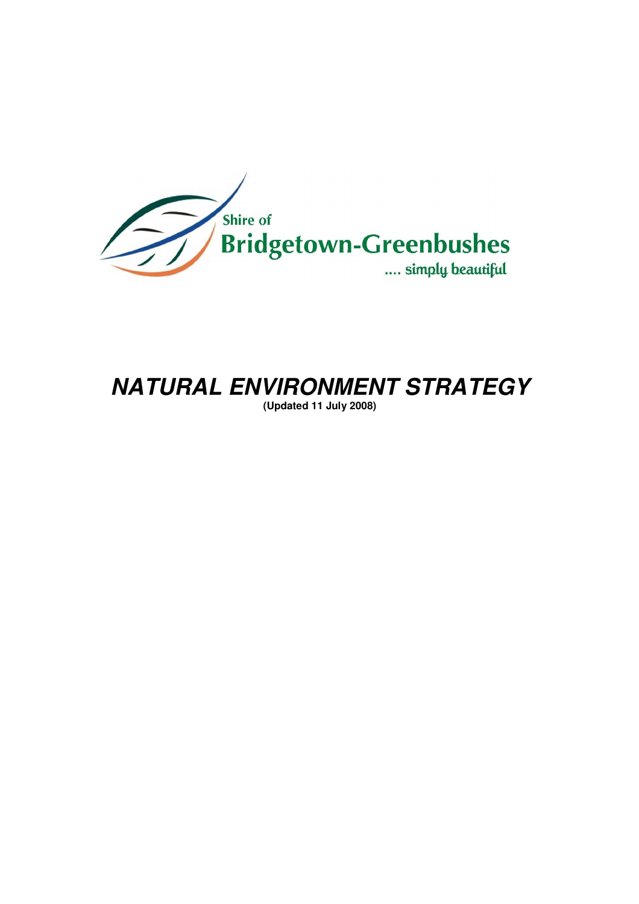Shire of
Bridgetown-Greenbushes
.... simply beautiful

# *NATURAL ENVIRONMENT STRATEGY*

**(Updated 11 July 2008)**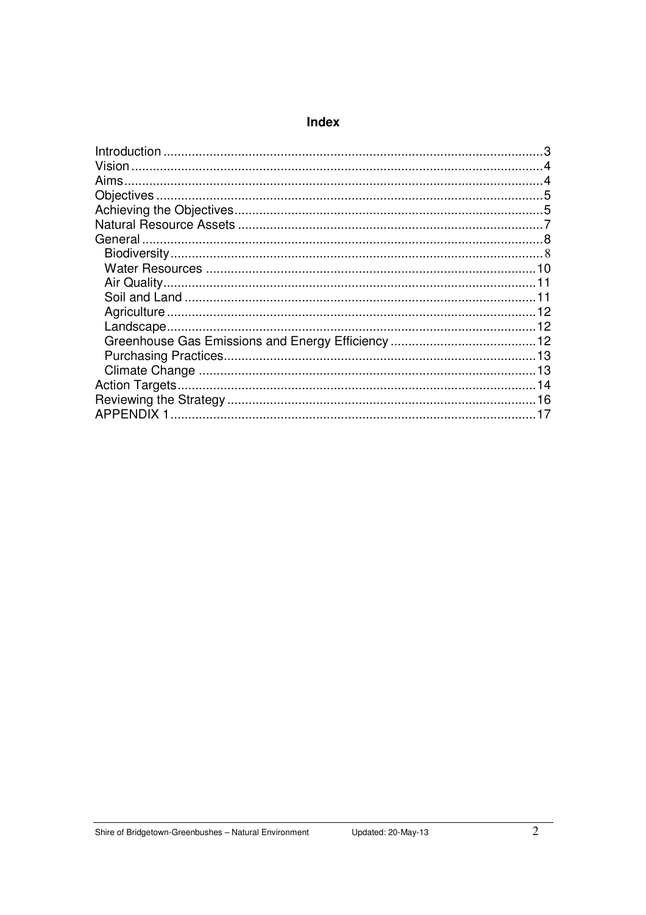# Index

- Introduction ............ 3
- Vision ............ 4
- Aims ............ 4
- Objectives ............ 5
- Achieving the Objectives ............ 5
- Natural Resource Assets ............ 7
- General ............ 8
  - Biodiversity ............ 8
  - Water Resources ............ 10
  - Air Quality ............ 11
  - Soil and Land ............ 11
  - Agriculture ............ 12
  - Landscape ............ 12
  - Greenhouse Gas Emissions and Energy Efficiency ............ 12
  - Purchasing Practices ............ 13
  - Climate Change ............ 13
- Action Targets ............ 14
- Reviewing the Strategy ............ 16
- APPENDIX 1 ............ 17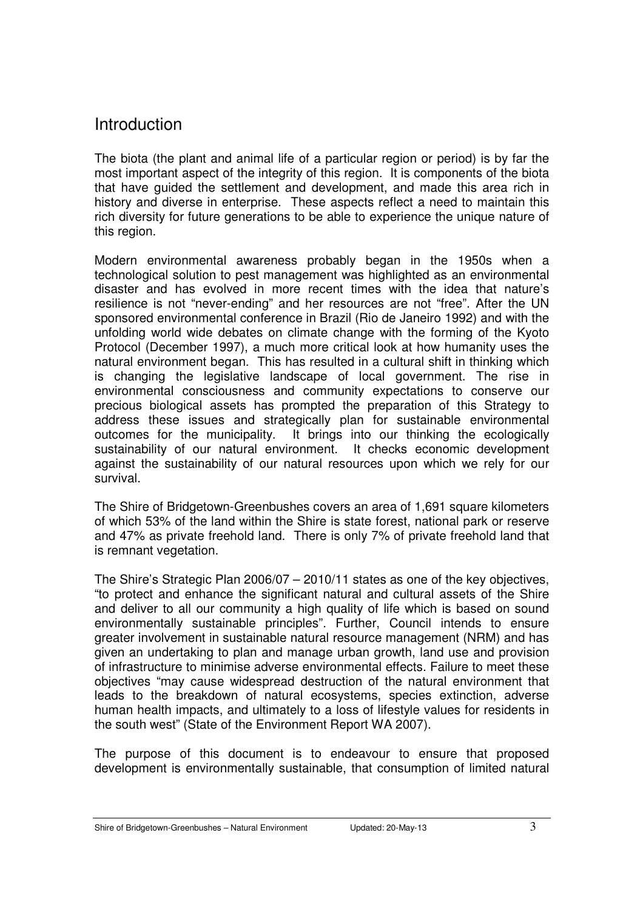# Introduction

The biota (the plant and animal life of a particular region or period) is by far the most important aspect of the integrity of this region. It is components of the biota that have guided the settlement and development, and made this area rich in history and diverse in enterprise. These aspects reflect a need to maintain this rich diversity for future generations to be able to experience the unique nature of this region.

Modern environmental awareness probably began in the 1950s when a technological solution to pest management was highlighted as an environmental disaster and has evolved in more recent times with the idea that nature's resilience is not "never-ending" and her resources are not "free". After the UN sponsored environmental conference in Brazil (Rio de Janeiro 1992) and with the unfolding world wide debates on climate change with the forming of the Kyoto Protocol (December 1997), a much more critical look at how humanity uses the natural environment began. This has resulted in a cultural shift in thinking which is changing the legislative landscape of local government. The rise in environmental consciousness and community expectations to conserve our precious biological assets has prompted the preparation of this Strategy to address these issues and strategically plan for sustainable environmental outcomes for the municipality. It brings into our thinking the ecologically sustainability of our natural environment. It checks economic development against the sustainability of our natural resources upon which we rely for our survival.

The Shire of Bridgetown-Greenbushes covers an area of 1,691 square kilometers of which 53% of the land within the Shire is state forest, national park or reserve and 47% as private freehold land. There is only 7% of private freehold land that is remnant vegetation.

The Shire's Strategic Plan 2006/07 – 2010/11 states as one of the key objectives, "to protect and enhance the significant natural and cultural assets of the Shire and deliver to all our community a high quality of life which is based on sound environmentally sustainable principles". Further, Council intends to ensure greater involvement in sustainable natural resource management (NRM) and has given an undertaking to plan and manage urban growth, land use and provision of infrastructure to minimise adverse environmental effects. Failure to meet these objectives "may cause widespread destruction of the natural environment that leads to the breakdown of natural ecosystems, species extinction, adverse human health impacts, and ultimately to a loss of lifestyle values for residents in the south west" (State of the Environment Report WA 2007).

The purpose of this document is to endeavour to ensure that proposed development is environmentally sustainable, that consumption of limited natural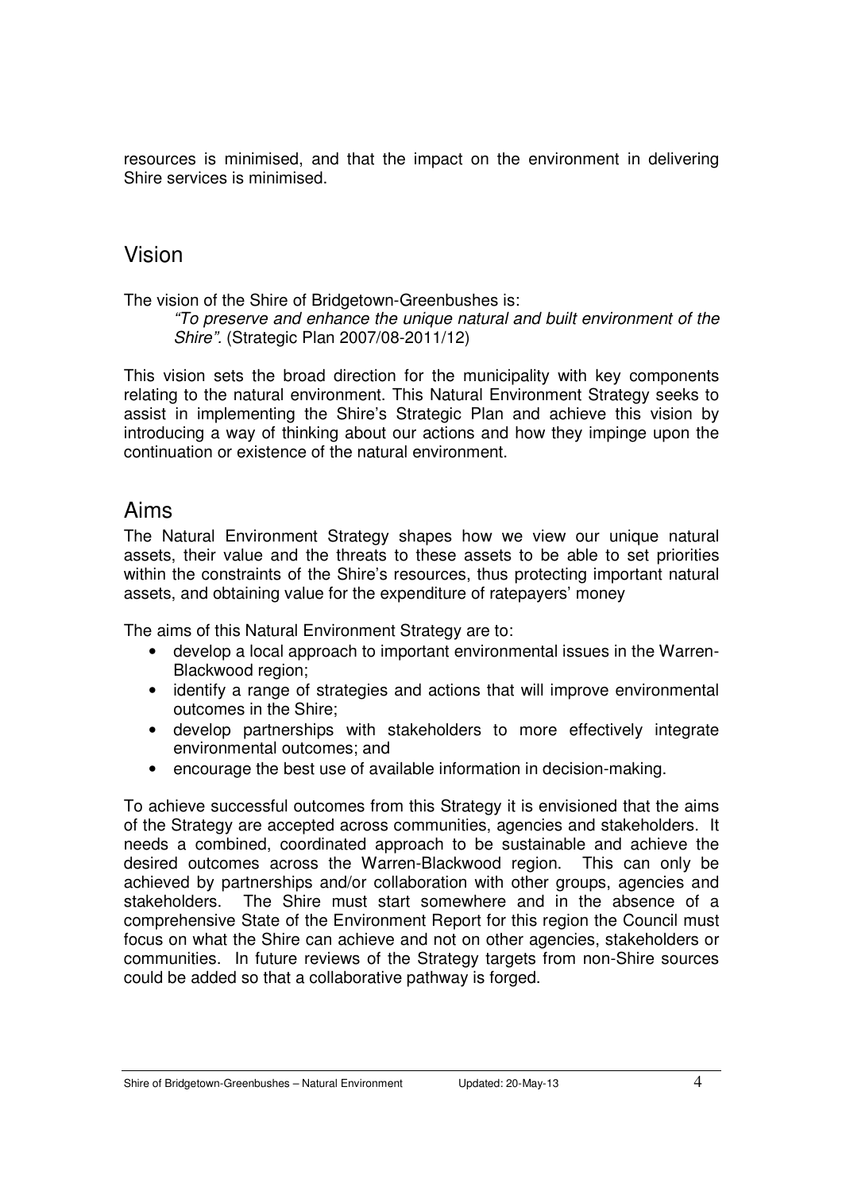resources is minimised, and that the impact on the environment in delivering Shire services is minimised.

## Vision

The vision of the Shire of Bridgetown-Greenbushes is:

> *"To preserve and enhance the unique natural and built environment of the Shire".* (Strategic Plan 2007/08-2011/12)

This vision sets the broad direction for the municipality with key components relating to the natural environment. This Natural Environment Strategy seeks to assist in implementing the Shire's Strategic Plan and achieve this vision by introducing a way of thinking about our actions and how they impinge upon the continuation or existence of the natural environment.

## Aims

The Natural Environment Strategy shapes how we view our unique natural assets, their value and the threats to these assets to be able to set priorities within the constraints of the Shire's resources, thus protecting important natural assets, and obtaining value for the expenditure of ratepayers' money

The aims of this Natural Environment Strategy are to:

- develop a local approach to important environmental issues in the Warren-Blackwood region;
- identify a range of strategies and actions that will improve environmental outcomes in the Shire;
- develop partnerships with stakeholders to more effectively integrate environmental outcomes; and
- encourage the best use of available information in decision-making.

To achieve successful outcomes from this Strategy it is envisioned that the aims of the Strategy are accepted across communities, agencies and stakeholders. It needs a combined, coordinated approach to be sustainable and achieve the desired outcomes across the Warren-Blackwood region. This can only be achieved by partnerships and/or collaboration with other groups, agencies and stakeholders. The Shire must start somewhere and in the absence of a comprehensive State of the Environment Report for this region the Council must focus on what the Shire can achieve and not on other agencies, stakeholders or communities. In future reviews of the Strategy targets from non-Shire sources could be added so that a collaborative pathway is forged.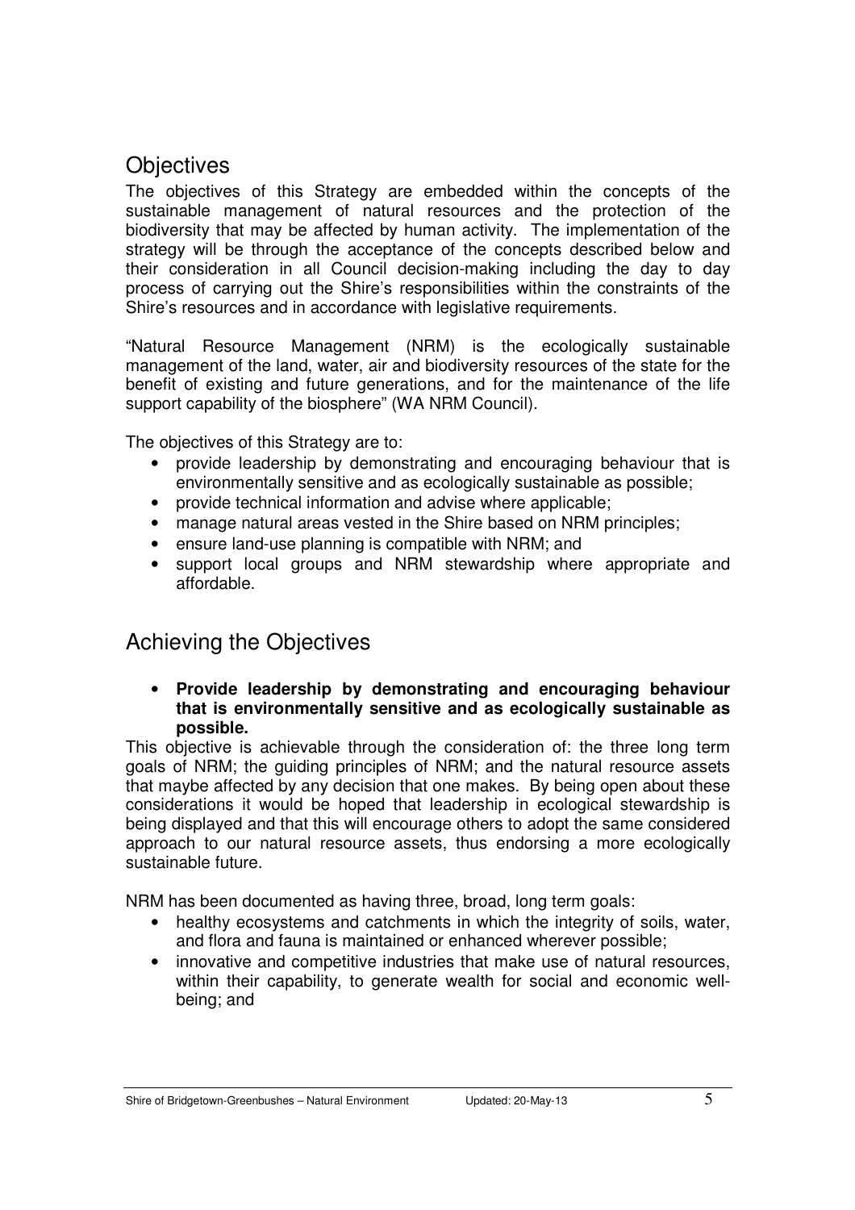## Objectives

The objectives of this Strategy are embedded within the concepts of the sustainable management of natural resources and the protection of the biodiversity that may be affected by human activity. The implementation of the strategy will be through the acceptance of the concepts described below and their consideration in all Council decision-making including the day to day process of carrying out the Shire's responsibilities within the constraints of the Shire's resources and in accordance with legislative requirements.

"Natural Resource Management (NRM) is the ecologically sustainable management of the land, water, air and biodiversity resources of the state for the benefit of existing and future generations, and for the maintenance of the life support capability of the biosphere" (WA NRM Council).

The objectives of this Strategy are to:

- provide leadership by demonstrating and encouraging behaviour that is environmentally sensitive and as ecologically sustainable as possible;
- provide technical information and advise where applicable;
- manage natural areas vested in the Shire based on NRM principles;
- ensure land-use planning is compatible with NRM; and
- support local groups and NRM stewardship where appropriate and affordable.

## Achieving the Objectives

- **Provide leadership by demonstrating and encouraging behaviour that is environmentally sensitive and as ecologically sustainable as possible.**

This objective is achievable through the consideration of: the three long term goals of NRM; the guiding principles of NRM; and the natural resource assets that maybe affected by any decision that one makes. By being open about these considerations it would be hoped that leadership in ecological stewardship is being displayed and that this will encourage others to adopt the same considered approach to our natural resource assets, thus endorsing a more ecologically sustainable future.

NRM has been documented as having three, broad, long term goals:

- healthy ecosystems and catchments in which the integrity of soils, water, and flora and fauna is maintained or enhanced wherever possible;
- innovative and competitive industries that make use of natural resources, within their capability, to generate wealth for social and economic well-being; and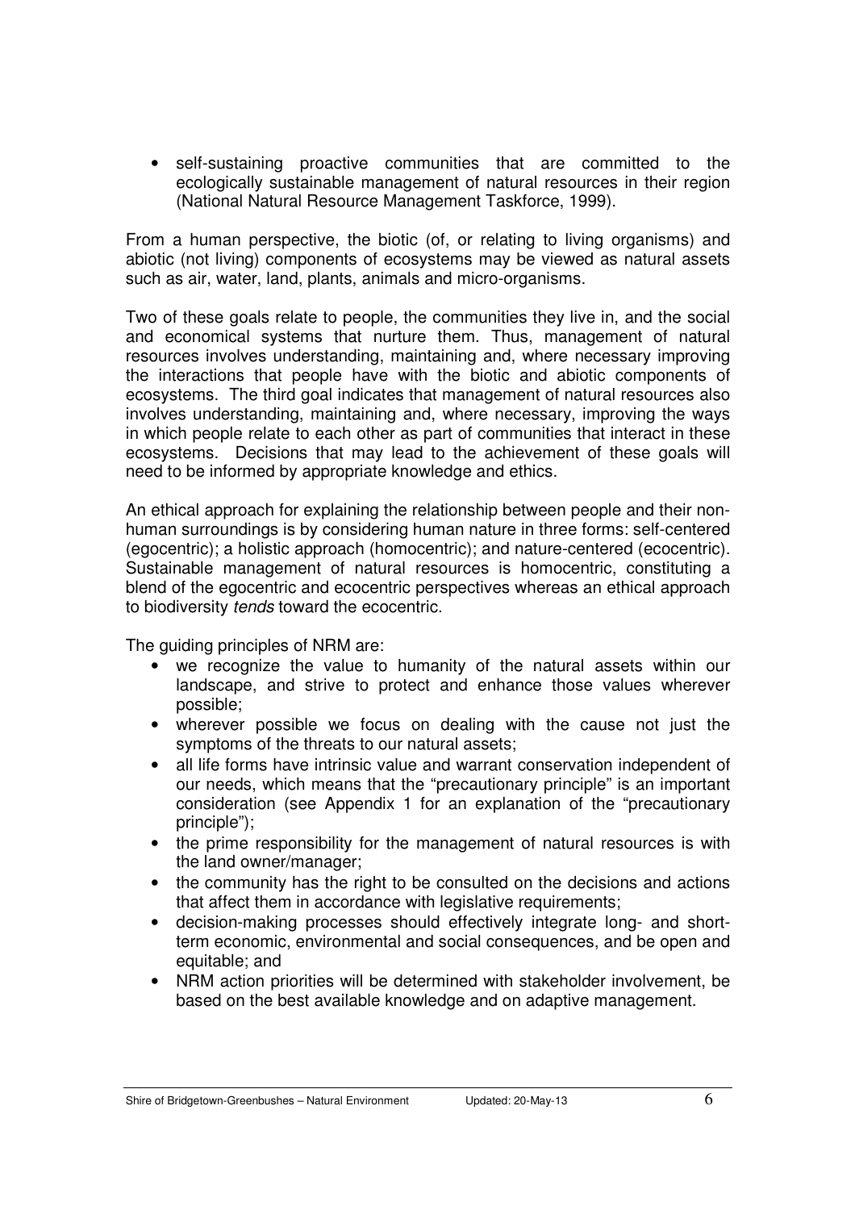- self-sustaining proactive communities that are committed to the ecologically sustainable management of natural resources in their region (National Natural Resource Management Taskforce, 1999).

From a human perspective, the biotic (of, or relating to living organisms) and abiotic (not living) components of ecosystems may be viewed as natural assets such as air, water, land, plants, animals and micro-organisms.

Two of these goals relate to people, the communities they live in, and the social and economical systems that nurture them. Thus, management of natural resources involves understanding, maintaining and, where necessary improving the interactions that people have with the biotic and abiotic components of ecosystems. The third goal indicates that management of natural resources also involves understanding, maintaining and, where necessary, improving the ways in which people relate to each other as part of communities that interact in these ecosystems. Decisions that may lead to the achievement of these goals will need to be informed by appropriate knowledge and ethics.

An ethical approach for explaining the relationship between people and their non-human surroundings is by considering human nature in three forms: self-centered (egocentric); a holistic approach (homocentric); and nature-centered (ecocentric). Sustainable management of natural resources is homocentric, constituting a blend of the egocentric and ecocentric perspectives whereas an ethical approach to biodiversity *tends* toward the ecocentric.

The guiding principles of NRM are:

- we recognize the value to humanity of the natural assets within our landscape, and strive to protect and enhance those values wherever possible;
- wherever possible we focus on dealing with the cause not just the symptoms of the threats to our natural assets;
- all life forms have intrinsic value and warrant conservation independent of our needs, which means that the "precautionary principle" is an important consideration (see Appendix 1 for an explanation of the "precautionary principle");
- the prime responsibility for the management of natural resources is with the land owner/manager;
- the community has the right to be consulted on the decisions and actions that affect them in accordance with legislative requirements;
- decision-making processes should effectively integrate long- and short-term economic, environmental and social consequences, and be open and equitable; and
- NRM action priorities will be determined with stakeholder involvement, be based on the best available knowledge and on adaptive management.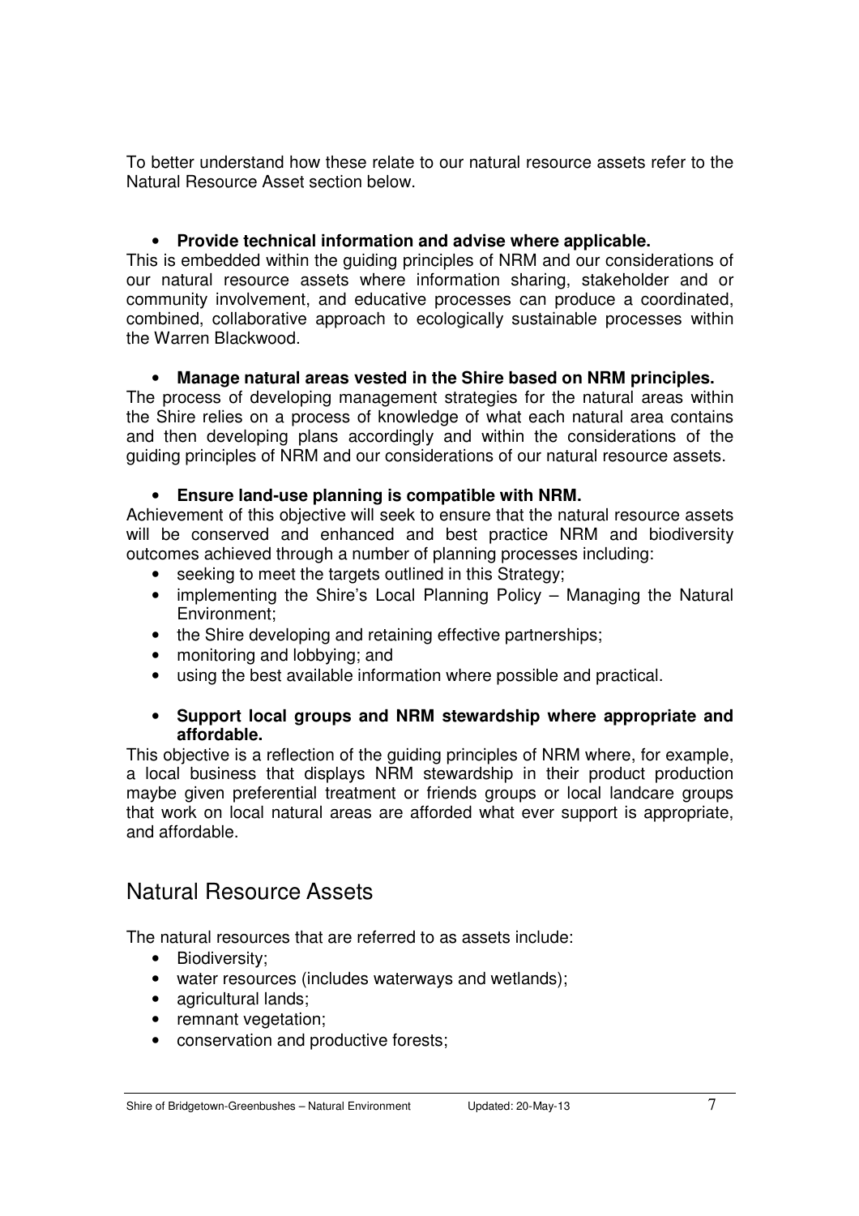To better understand how these relate to our natural resource assets refer to the Natural Resource Asset section below.

- **Provide technical information and advise where applicable.**

This is embedded within the guiding principles of NRM and our considerations of our natural resource assets where information sharing, stakeholder and or community involvement, and educative processes can produce a coordinated, combined, collaborative approach to ecologically sustainable processes within the Warren Blackwood.

- **Manage natural areas vested in the Shire based on NRM principles.**

The process of developing management strategies for the natural areas within the Shire relies on a process of knowledge of what each natural area contains and then developing plans accordingly and within the considerations of the guiding principles of NRM and our considerations of our natural resource assets.

- **Ensure land-use planning is compatible with NRM.**

Achievement of this objective will seek to ensure that the natural resource assets will be conserved and enhanced and best practice NRM and biodiversity outcomes achieved through a number of planning processes including:

- seeking to meet the targets outlined in this Strategy;
- implementing the Shire's Local Planning Policy – Managing the Natural Environment;
- the Shire developing and retaining effective partnerships;
- monitoring and lobbying; and
- using the best available information where possible and practical.

- **Support local groups and NRM stewardship where appropriate and affordable.**

This objective is a reflection of the guiding principles of NRM where, for example, a local business that displays NRM stewardship in their product production maybe given preferential treatment or friends groups or local landcare groups that work on local natural areas are afforded what ever support is appropriate, and affordable.

## Natural Resource Assets

The natural resources that are referred to as assets include:

- Biodiversity;
- water resources (includes waterways and wetlands);
- agricultural lands;
- remnant vegetation;
- conservation and productive forests;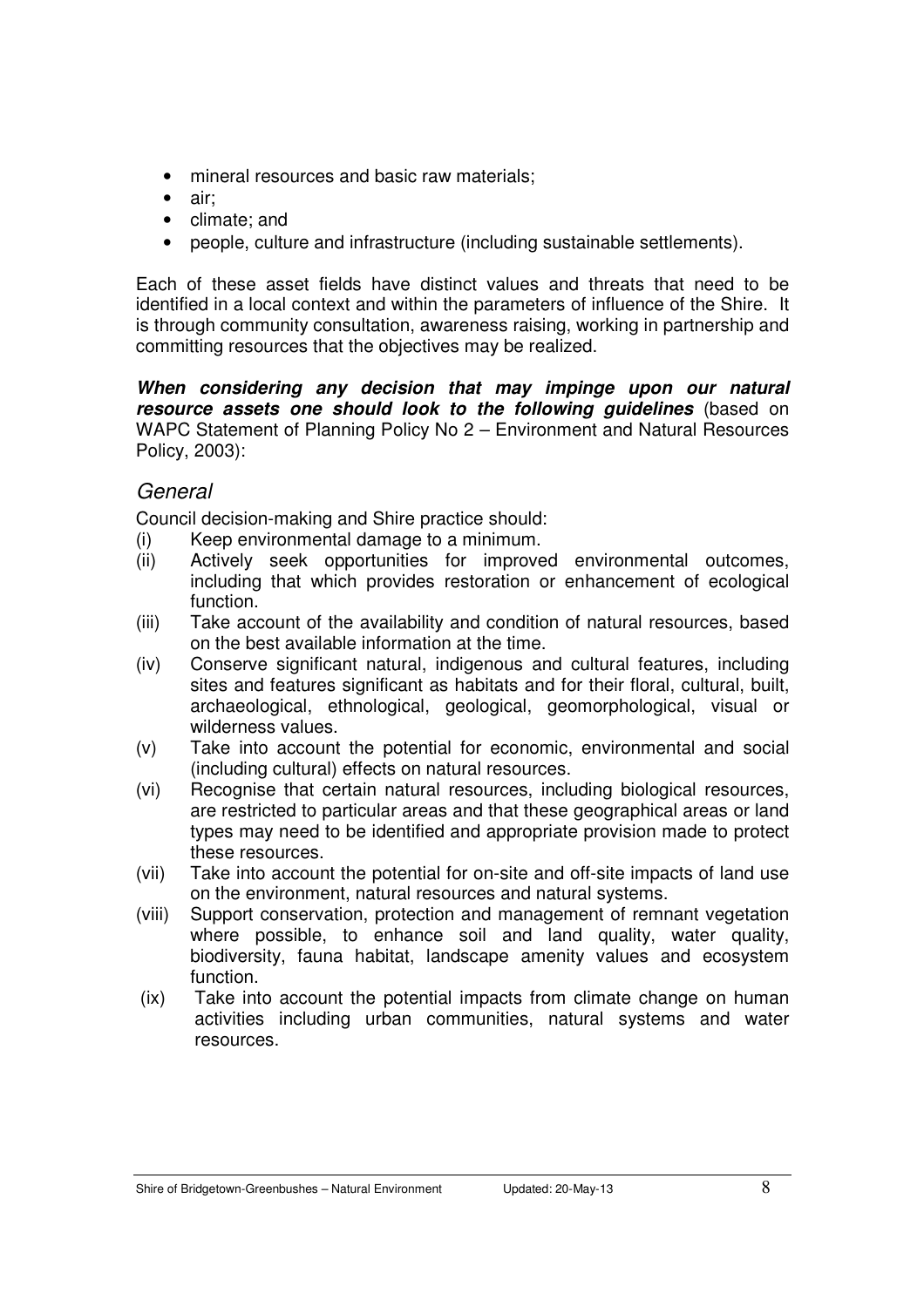- mineral resources and basic raw materials;
- air;
- climate; and
- people, culture and infrastructure (including sustainable settlements).

Each of these asset fields have distinct values and threats that need to be identified in a local context and within the parameters of influence of the Shire. It is through community consultation, awareness raising, working in partnership and committing resources that the objectives may be realized.

***When considering any decision that may impinge upon our natural resource assets one should look to the following guidelines*** (based on WAPC Statement of Planning Policy No 2 – Environment and Natural Resources Policy, 2003):

### *General*

Council decision-making and Shire practice should:

(i) Keep environmental damage to a minimum.

(ii) Actively seek opportunities for improved environmental outcomes, including that which provides restoration or enhancement of ecological function.

(iii) Take account of the availability and condition of natural resources, based on the best available information at the time.

(iv) Conserve significant natural, indigenous and cultural features, including sites and features significant as habitats and for their floral, cultural, built, archaeological, ethnological, geological, geomorphological, visual or wilderness values.

(v) Take into account the potential for economic, environmental and social (including cultural) effects on natural resources.

(vi) Recognise that certain natural resources, including biological resources, are restricted to particular areas and that these geographical areas or land types may need to be identified and appropriate provision made to protect these resources.

(vii) Take into account the potential for on-site and off-site impacts of land use on the environment, natural resources and natural systems.

(viii) Support conservation, protection and management of remnant vegetation where possible, to enhance soil and land quality, water quality, biodiversity, fauna habitat, landscape amenity values and ecosystem function.

(ix) Take into account the potential impacts from climate change on human activities including urban communities, natural systems and water resources.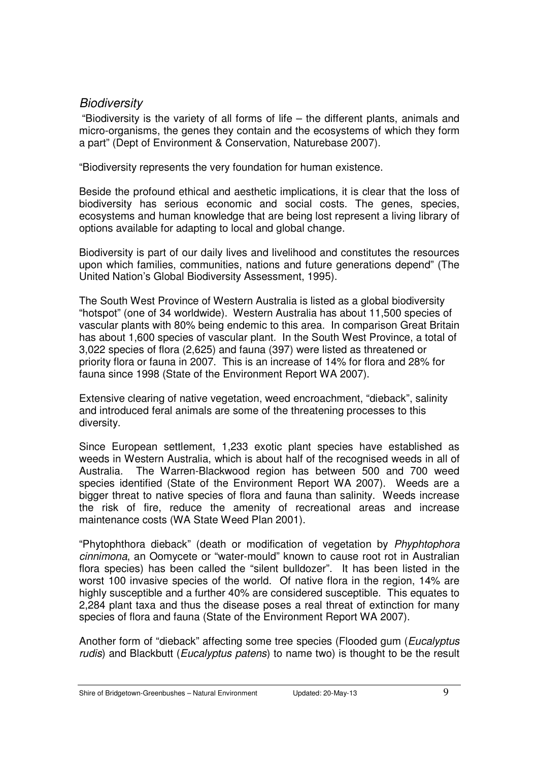## *Biodiversity*

"Biodiversity is the variety of all forms of life – the different plants, animals and micro-organisms, the genes they contain and the ecosystems of which they form a part" (Dept of Environment & Conservation, Naturebase 2007).

"Biodiversity represents the very foundation for human existence.

Beside the profound ethical and aesthetic implications, it is clear that the loss of biodiversity has serious economic and social costs. The genes, species, ecosystems and human knowledge that are being lost represent a living library of options available for adapting to local and global change.

Biodiversity is part of our daily lives and livelihood and constitutes the resources upon which families, communities, nations and future generations depend" (The United Nation's Global Biodiversity Assessment, 1995).

The South West Province of Western Australia is listed as a global biodiversity "hotspot" (one of 34 worldwide). Western Australia has about 11,500 species of vascular plants with 80% being endemic to this area. In comparison Great Britain has about 1,600 species of vascular plant. In the South West Province, a total of 3,022 species of flora (2,625) and fauna (397) were listed as threatened or priority flora or fauna in 2007. This is an increase of 14% for flora and 28% for fauna since 1998 (State of the Environment Report WA 2007).

Extensive clearing of native vegetation, weed encroachment, "dieback", salinity and introduced feral animals are some of the threatening processes to this diversity.

Since European settlement, 1,233 exotic plant species have established as weeds in Western Australia, which is about half of the recognised weeds in all of Australia. The Warren-Blackwood region has between 500 and 700 weed species identified (State of the Environment Report WA 2007). Weeds are a bigger threat to native species of flora and fauna than salinity. Weeds increase the risk of fire, reduce the amenity of recreational areas and increase maintenance costs (WA State Weed Plan 2001).

"Phytophthora dieback" (death or modification of vegetation by *Phyphtophora cinnimona*, an Oomycete or "water-mould" known to cause root rot in Australian flora species) has been called the "silent bulldozer". It has been listed in the worst 100 invasive species of the world. Of native flora in the region, 14% are highly susceptible and a further 40% are considered susceptible. This equates to 2,284 plant taxa and thus the disease poses a real threat of extinction for many species of flora and fauna (State of the Environment Report WA 2007).

Another form of "dieback" affecting some tree species (Flooded gum (*Eucalyptus rudis*) and Blackbutt (*Eucalyptus patens*) to name two) is thought to be the result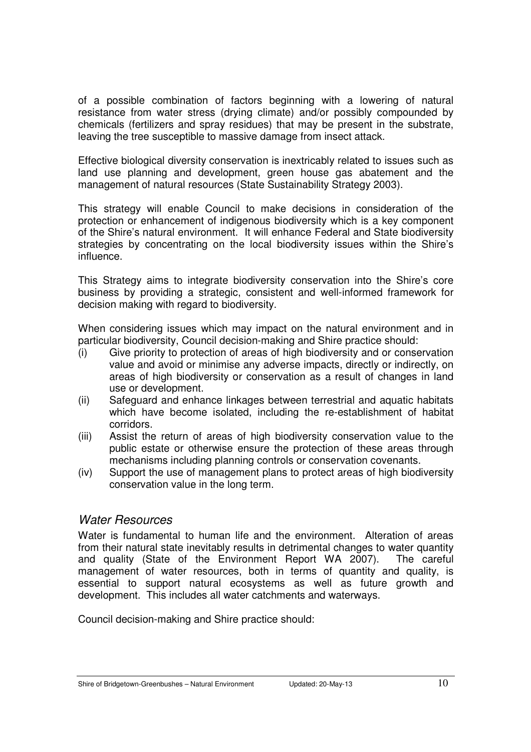of a possible combination of factors beginning with a lowering of natural resistance from water stress (drying climate) and/or possibly compounded by chemicals (fertilizers and spray residues) that may be present in the substrate, leaving the tree susceptible to massive damage from insect attack.

Effective biological diversity conservation is inextricably related to issues such as land use planning and development, green house gas abatement and the management of natural resources (State Sustainability Strategy 2003).

This strategy will enable Council to make decisions in consideration of the protection or enhancement of indigenous biodiversity which is a key component of the Shire's natural environment. It will enhance Federal and State biodiversity strategies by concentrating on the local biodiversity issues within the Shire's influence.

This Strategy aims to integrate biodiversity conservation into the Shire's core business by providing a strategic, consistent and well-informed framework for decision making with regard to biodiversity.

When considering issues which may impact on the natural environment and in particular biodiversity, Council decision-making and Shire practice should:

(i) Give priority to protection of areas of high biodiversity and or conservation value and avoid or minimise any adverse impacts, directly or indirectly, on areas of high biodiversity or conservation as a result of changes in land use or development.
(ii) Safeguard and enhance linkages between terrestrial and aquatic habitats which have become isolated, including the re-establishment of habitat corridors.
(iii) Assist the return of areas of high biodiversity conservation value to the public estate or otherwise ensure the protection of these areas through mechanisms including planning controls or conservation covenants.
(iv) Support the use of management plans to protect areas of high biodiversity conservation value in the long term.

## *Water Resources*

Water is fundamental to human life and the environment. Alteration of areas from their natural state inevitably results in detrimental changes to water quantity and quality (State of the Environment Report WA 2007). The careful management of water resources, both in terms of quantity and quality, is essential to support natural ecosystems as well as future growth and development. This includes all water catchments and waterways.

Council decision-making and Shire practice should: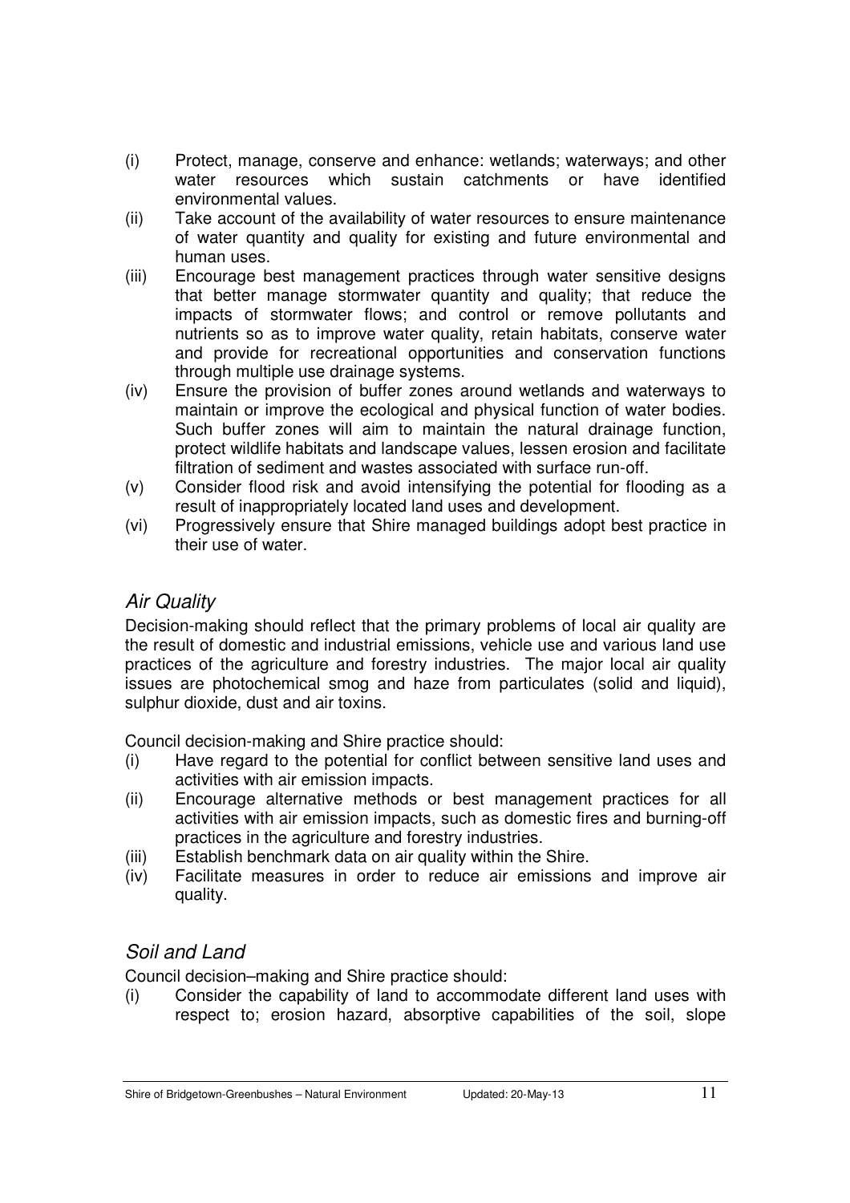(i) Protect, manage, conserve and enhance: wetlands; waterways; and other water resources which sustain catchments or have identified environmental values.
(ii) Take account of the availability of water resources to ensure maintenance of water quantity and quality for existing and future environmental and human uses.
(iii) Encourage best management practices through water sensitive designs that better manage stormwater quantity and quality; that reduce the impacts of stormwater flows; and control or remove pollutants and nutrients so as to improve water quality, retain habitats, conserve water and provide for recreational opportunities and conservation functions through multiple use drainage systems.
(iv) Ensure the provision of buffer zones around wetlands and waterways to maintain or improve the ecological and physical function of water bodies. Such buffer zones will aim to maintain the natural drainage function, protect wildlife habitats and landscape values, lessen erosion and facilitate filtration of sediment and wastes associated with surface run-off.
(v) Consider flood risk and avoid intensifying the potential for flooding as a result of inappropriately located land uses and development.
(vi) Progressively ensure that Shire managed buildings adopt best practice in their use of water.

## *Air Quality*

Decision-making should reflect that the primary problems of local air quality are the result of domestic and industrial emissions, vehicle use and various land use practices of the agriculture and forestry industries. The major local air quality issues are photochemical smog and haze from particulates (solid and liquid), sulphur dioxide, dust and air toxins.

Council decision-making and Shire practice should:

(i) Have regard to the potential for conflict between sensitive land uses and activities with air emission impacts.
(ii) Encourage alternative methods or best management practices for all activities with air emission impacts, such as domestic fires and burning-off practices in the agriculture and forestry industries.
(iii) Establish benchmark data on air quality within the Shire.
(iv) Facilitate measures in order to reduce air emissions and improve air quality.

## *Soil and Land*

Council decision–making and Shire practice should:

(i) Consider the capability of land to accommodate different land uses with respect to; erosion hazard, absorptive capabilities of the soil, slope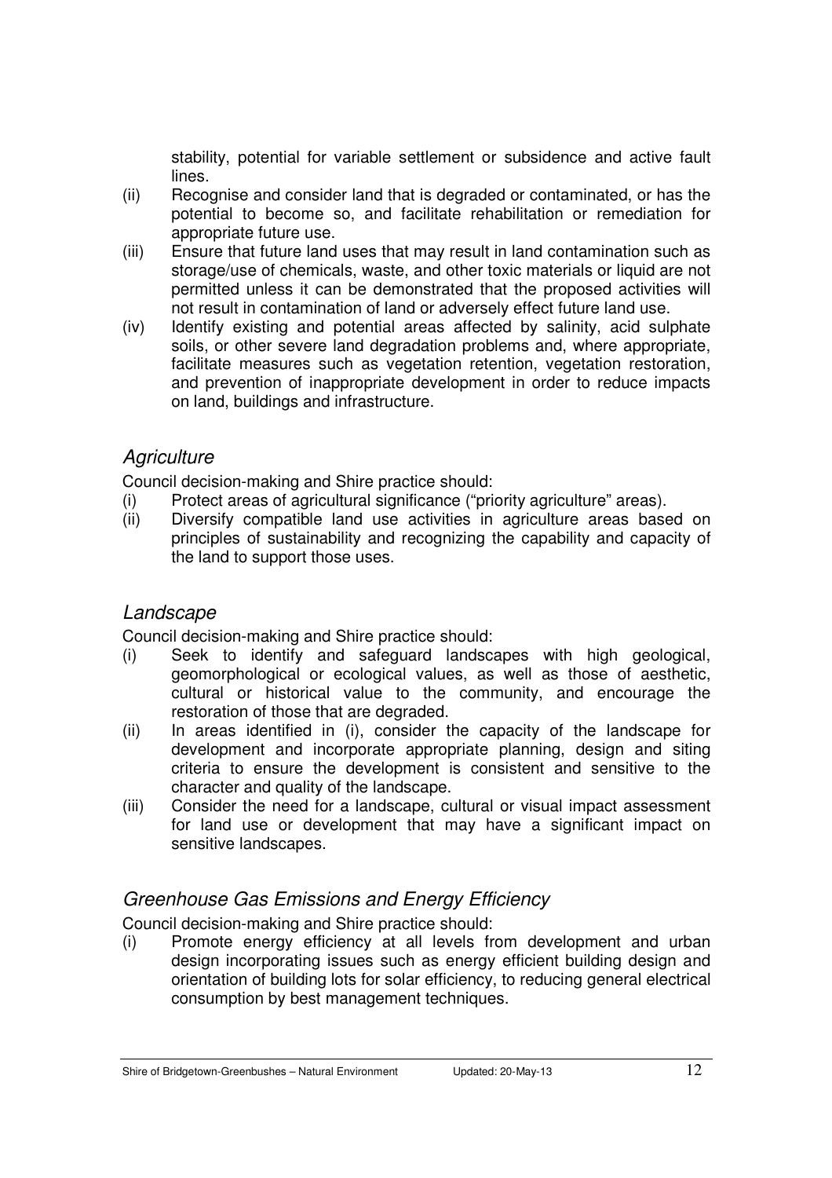stability, potential for variable settlement or subsidence and active fault lines.

(ii) Recognise and consider land that is degraded or contaminated, or has the potential to become so, and facilitate rehabilitation or remediation for appropriate future use.

(iii) Ensure that future land uses that may result in land contamination such as storage/use of chemicals, waste, and other toxic materials or liquid are not permitted unless it can be demonstrated that the proposed activities will not result in contamination of land or adversely effect future land use.

(iv) Identify existing and potential areas affected by salinity, acid sulphate soils, or other severe land degradation problems and, where appropriate, facilitate measures such as vegetation retention, vegetation restoration, and prevention of inappropriate development in order to reduce impacts on land, buildings and infrastructure.

## *Agriculture*

Council decision-making and Shire practice should:

(i) Protect areas of agricultural significance ("priority agriculture" areas).

(ii) Diversify compatible land use activities in agriculture areas based on principles of sustainability and recognizing the capability and capacity of the land to support those uses.

## *Landscape*

Council decision-making and Shire practice should:

(i) Seek to identify and safeguard landscapes with high geological, geomorphological or ecological values, as well as those of aesthetic, cultural or historical value to the community, and encourage the restoration of those that are degraded.

(ii) In areas identified in (i), consider the capacity of the landscape for development and incorporate appropriate planning, design and siting criteria to ensure the development is consistent and sensitive to the character and quality of the landscape.

(iii) Consider the need for a landscape, cultural or visual impact assessment for land use or development that may have a significant impact on sensitive landscapes.

## *Greenhouse Gas Emissions and Energy Efficiency*

Council decision-making and Shire practice should:

(i) Promote energy efficiency at all levels from development and urban design incorporating issues such as energy efficient building design and orientation of building lots for solar efficiency, to reducing general electrical consumption by best management techniques.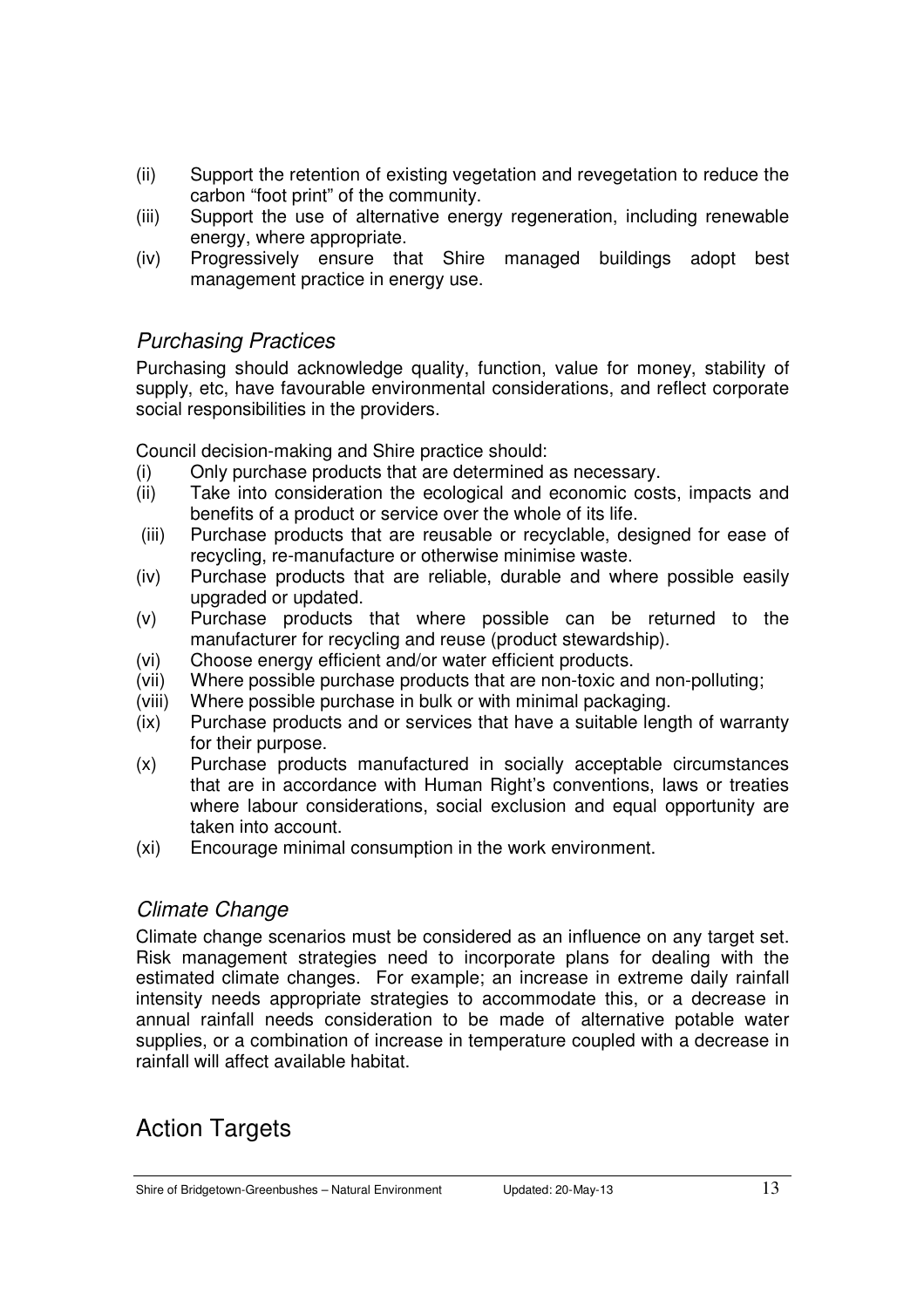(ii) Support the retention of existing vegetation and revegetation to reduce the carbon "foot print" of the community.

(iii) Support the use of alternative energy regeneration, including renewable energy, where appropriate.

(iv) Progressively ensure that Shire managed buildings adopt best management practice in energy use.

### *Purchasing Practices*

Purchasing should acknowledge quality, function, value for money, stability of supply, etc, have favourable environmental considerations, and reflect corporate social responsibilities in the providers.

Council decision-making and Shire practice should:

(i) Only purchase products that are determined as necessary.

(ii) Take into consideration the ecological and economic costs, impacts and benefits of a product or service over the whole of its life.

(iii) Purchase products that are reusable or recyclable, designed for ease of recycling, re-manufacture or otherwise minimise waste.

(iv) Purchase products that are reliable, durable and where possible easily upgraded or updated.

(v) Purchase products that where possible can be returned to the manufacturer for recycling and reuse (product stewardship).

(vi) Choose energy efficient and/or water efficient products.

(vii) Where possible purchase products that are non-toxic and non-polluting;

(viii) Where possible purchase in bulk or with minimal packaging.

(ix) Purchase products and or services that have a suitable length of warranty for their purpose.

(x) Purchase products manufactured in socially acceptable circumstances that are in accordance with Human Right's conventions, laws or treaties where labour considerations, social exclusion and equal opportunity are taken into account.

(xi) Encourage minimal consumption in the work environment.

### *Climate Change*

Climate change scenarios must be considered as an influence on any target set. Risk management strategies need to incorporate plans for dealing with the estimated climate changes. For example; an increase in extreme daily rainfall intensity needs appropriate strategies to accommodate this, or a decrease in annual rainfall needs consideration to be made of alternative potable water supplies, or a combination of increase in temperature coupled with a decrease in rainfall will affect available habitat.

## Action Targets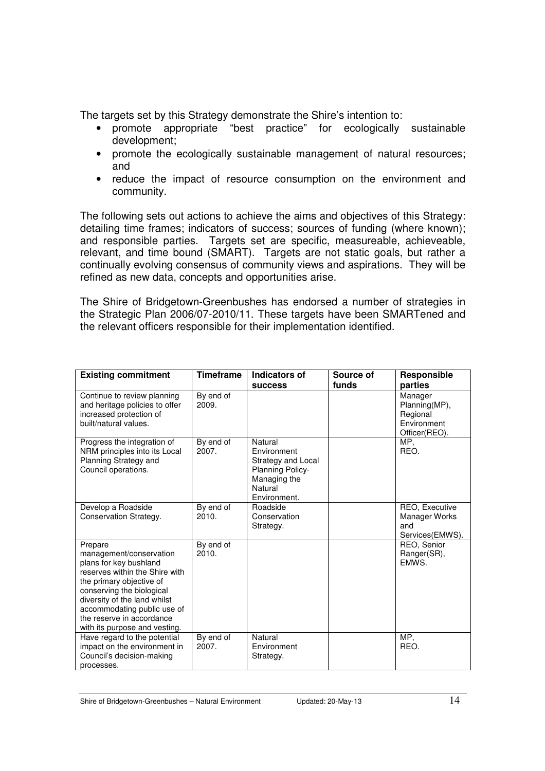The targets set by this Strategy demonstrate the Shire's intention to:

- promote appropriate "best practice" for ecologically sustainable development;
- promote the ecologically sustainable management of natural resources; and
- reduce the impact of resource consumption on the environment and community.

The following sets out actions to achieve the aims and objectives of this Strategy: detailing time frames; indicators of success; sources of funding (where known); and responsible parties. Targets set are specific, measureable, achieveable, relevant, and time bound (SMART). Targets are not static goals, but rather a continually evolving consensus of community views and aspirations. They will be refined as new data, concepts and opportunities arise.

The Shire of Bridgetown-Greenbushes has endorsed a number of strategies in the Strategic Plan 2006/07-2010/11. These targets have been SMARTened and the relevant officers responsible for their implementation identified.

| Existing commitment | Timeframe | Indicators of success | Source of funds | Responsible parties |
|---|---|---|---|---|
| Continue to review planning and heritage policies to offer increased protection of built/natural values. | By end of 2009. | | | Manager Planning(MP), Regional Environment Officer(REO). |
| Progress the integration of NRM principles into its Local Planning Strategy and Council operations. | By end of 2007. | Natural Environment Strategy and Local Planning Policy- Managing the Natural Environment. | | MP, REO. |
| Develop a Roadside Conservation Strategy. | By end of 2010. | Roadside Conservation Strategy. | | REO, Executive Manager Works and Services(EMWS). |
| Prepare management/conservation plans for key bushland reserves within the Shire with the primary objective of conserving the biological diversity of the land whilst accommodating public use of the reserve in accordance with its purpose and vesting. | By end of 2010. | | | REO, Senior Ranger(SR), EMWS. |
| Have regard to the potential impact on the environment in Council's decision-making processes. | By end of 2007. | Natural Environment Strategy. | | MP, REO. |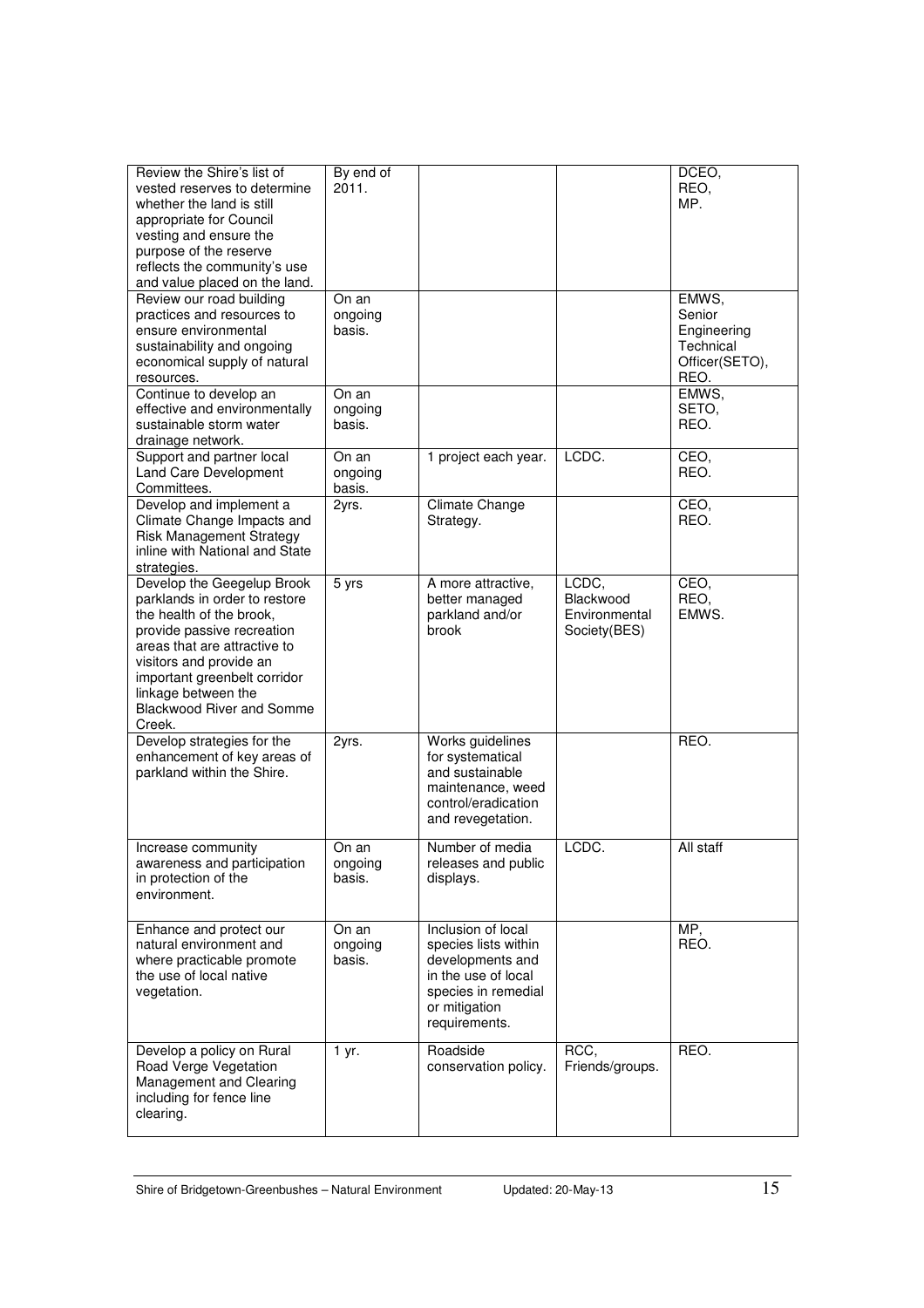| | | | | |
|---|---|---|---|---|
| Review the Shire's list of vested reserves to determine whether the land is still appropriate for Council vesting and ensure the purpose of the reserve reflects the community's use and value placed on the land. | By end of 2011. | | | DCEO, REO, MP. |
| Review our road building practices and resources to ensure environmental sustainability and ongoing economical supply of natural resources. | On an ongoing basis. | | | EMWS, Senior Engineering Technical Officer(SETO), REO. |
| Continue to develop an effective and environmentally sustainable storm water drainage network. | On an ongoing basis. | | | EMWS, SETO, REO. |
| Support and partner local Land Care Development Committees. | On an ongoing basis. | 1 project each year. | LCDC. | CEO, REO. |
| Develop and implement a Climate Change Impacts and Risk Management Strategy inline with National and State strategies. | 2yrs. | Climate Change Strategy. | | CEO, REO. |
| Develop the Geegelup Brook parklands in order to restore the health of the brook, provide passive recreation areas that are attractive to visitors and provide an important greenbelt corridor linkage between the Blackwood River and Somme Creek. | 5 yrs | A more attractive, better managed parkland and/or brook | LCDC, Blackwood Environmental Society(BES) | CEO, REO, EMWS. |
| Develop strategies for the enhancement of key areas of parkland within the Shire. | 2yrs. | Works guidelines for systematical and sustainable maintenance, weed control/eradication and revegetation. | | REO. |
| Increase community awareness and participation in protection of the environment. | On an ongoing basis. | Number of media releases and public displays. | LCDC. | All staff |
| Enhance and protect our natural environment and where practicable promote the use of local native vegetation. | On an ongoing basis. | Inclusion of local species lists within developments and in the use of local species in remedial or mitigation requirements. | | MP, REO. |
| Develop a policy on Rural Road Verge Vegetation Management and Clearing including for fence line clearing. | 1 yr. | Roadside conservation policy. | RCC, Friends/groups. | REO. |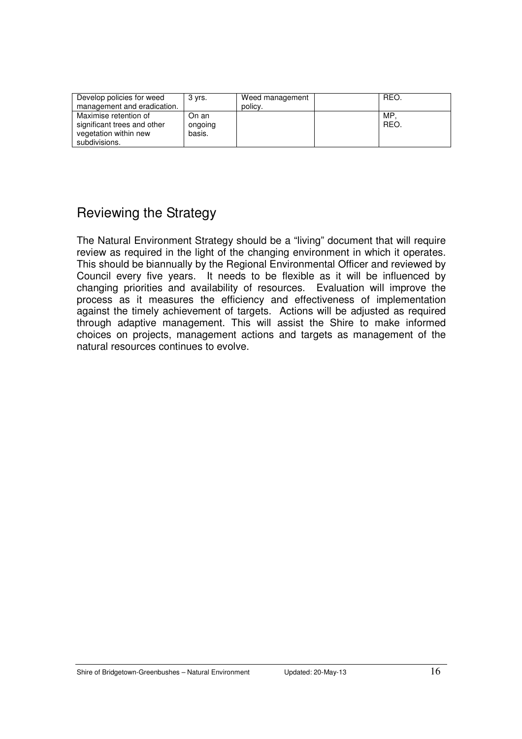| Develop policies for weed management and eradication. | 3 yrs. | Weed management policy. | | REO. |
|---|---|---|---|---|
| Maximise retention of significant trees and other vegetation within new subdivisions. | On an ongoing basis. | | | MP, REO. |

## Reviewing the Strategy

The Natural Environment Strategy should be a "living" document that will require review as required in the light of the changing environment in which it operates. This should be biannually by the Regional Environmental Officer and reviewed by Council every five years. It needs to be flexible as it will be influenced by changing priorities and availability of resources. Evaluation will improve the process as it measures the efficiency and effectiveness of implementation against the timely achievement of targets. Actions will be adjusted as required through adaptive management. This will assist the Shire to make informed choices on projects, management actions and targets as management of the natural resources continues to evolve.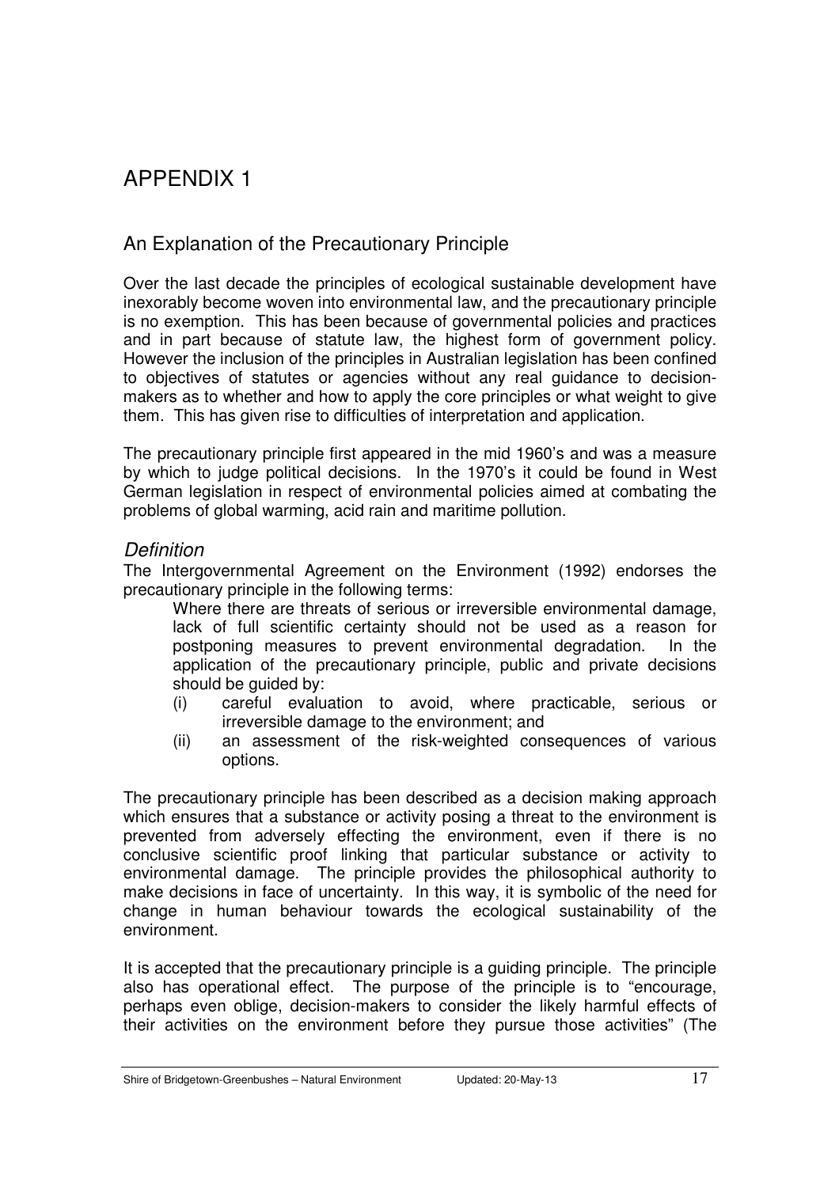# APPENDIX 1

## An Explanation of the Precautionary Principle

Over the last decade the principles of ecological sustainable development have inexorably become woven into environmental law, and the precautionary principle is no exemption. This has been because of governmental policies and practices and in part because of statute law, the highest form of government policy. However the inclusion of the principles in Australian legislation has been confined to objectives of statutes or agencies without any real guidance to decision-makers as to whether and how to apply the core principles or what weight to give them. This has given rise to difficulties of interpretation and application.

The precautionary principle first appeared in the mid 1960's and was a measure by which to judge political decisions. In the 1970's it could be found in West German legislation in respect of environmental policies aimed at combating the problems of global warming, acid rain and maritime pollution.

### *Definition*

The Intergovernmental Agreement on the Environment (1992) endorses the precautionary principle in the following terms:

> Where there are threats of serious or irreversible environmental damage, lack of full scientific certainty should not be used as a reason for postponing measures to prevent environmental degradation. In the application of the precautionary principle, public and private decisions should be guided by:
>
> (i) careful evaluation to avoid, where practicable, serious or irreversible damage to the environment; and
>
> (ii) an assessment of the risk-weighted consequences of various options.

The precautionary principle has been described as a decision making approach which ensures that a substance or activity posing a threat to the environment is prevented from adversely effecting the environment, even if there is no conclusive scientific proof linking that particular substance or activity to environmental damage. The principle provides the philosophical authority to make decisions in face of uncertainty. In this way, it is symbolic of the need for change in human behaviour towards the ecological sustainability of the environment.

It is accepted that the precautionary principle is a guiding principle. The principle also has operational effect. The purpose of the principle is to "encourage, perhaps even oblige, decision-makers to consider the likely harmful effects of their activities on the environment before they pursue those activities" (The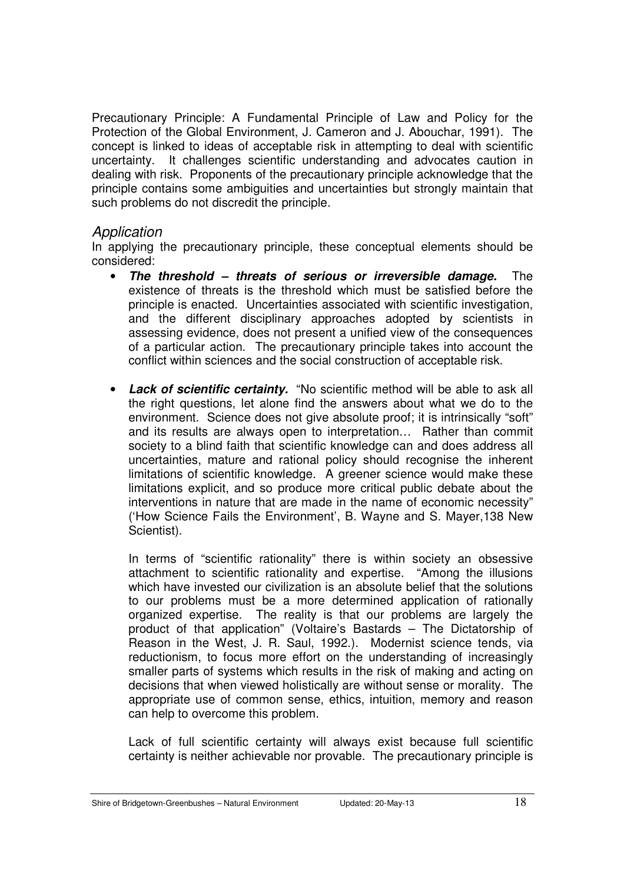Precautionary Principle: A Fundamental Principle of Law and Policy for the Protection of the Global Environment, J. Cameron and J. Abouchar, 1991). The concept is linked to ideas of acceptable risk in attempting to deal with scientific uncertainty. It challenges scientific understanding and advocates caution in dealing with risk. Proponents of the precautionary principle acknowledge that the principle contains some ambiguities and uncertainties but strongly maintain that such problems do not discredit the principle.

### *Application*

In applying the precautionary principle, these conceptual elements should be considered:

- ***The threshold – threats of serious or irreversible damage.*** The existence of threats is the threshold which must be satisfied before the principle is enacted. Uncertainties associated with scientific investigation, and the different disciplinary approaches adopted by scientists in assessing evidence, does not present a unified view of the consequences of a particular action. The precautionary principle takes into account the conflict within sciences and the social construction of acceptable risk.

- ***Lack of scientific certainty.*** "No scientific method will be able to ask all the right questions, let alone find the answers about what we do to the environment. Science does not give absolute proof; it is intrinsically "soft" and its results are always open to interpretation… Rather than commit society to a blind faith that scientific knowledge can and does address all uncertainties, mature and rational policy should recognise the inherent limitations of scientific knowledge. A greener science would make these limitations explicit, and so produce more critical public debate about the interventions in nature that are made in the name of economic necessity" ('How Science Fails the Environment', B. Wayne and S. Mayer,138 New Scientist).

  In terms of "scientific rationality" there is within society an obsessive attachment to scientific rationality and expertise. "Among the illusions which have invested our civilization is an absolute belief that the solutions to our problems must be a more determined application of rationally organized expertise. The reality is that our problems are largely the product of that application" (Voltaire's Bastards – The Dictatorship of Reason in the West, J. R. Saul, 1992.). Modernist science tends, via reductionism, to focus more effort on the understanding of increasingly smaller parts of systems which results in the risk of making and acting on decisions that when viewed holistically are without sense or morality. The appropriate use of common sense, ethics, intuition, memory and reason can help to overcome this problem.

  Lack of full scientific certainty will always exist because full scientific certainty is neither achievable nor provable. The precautionary principle is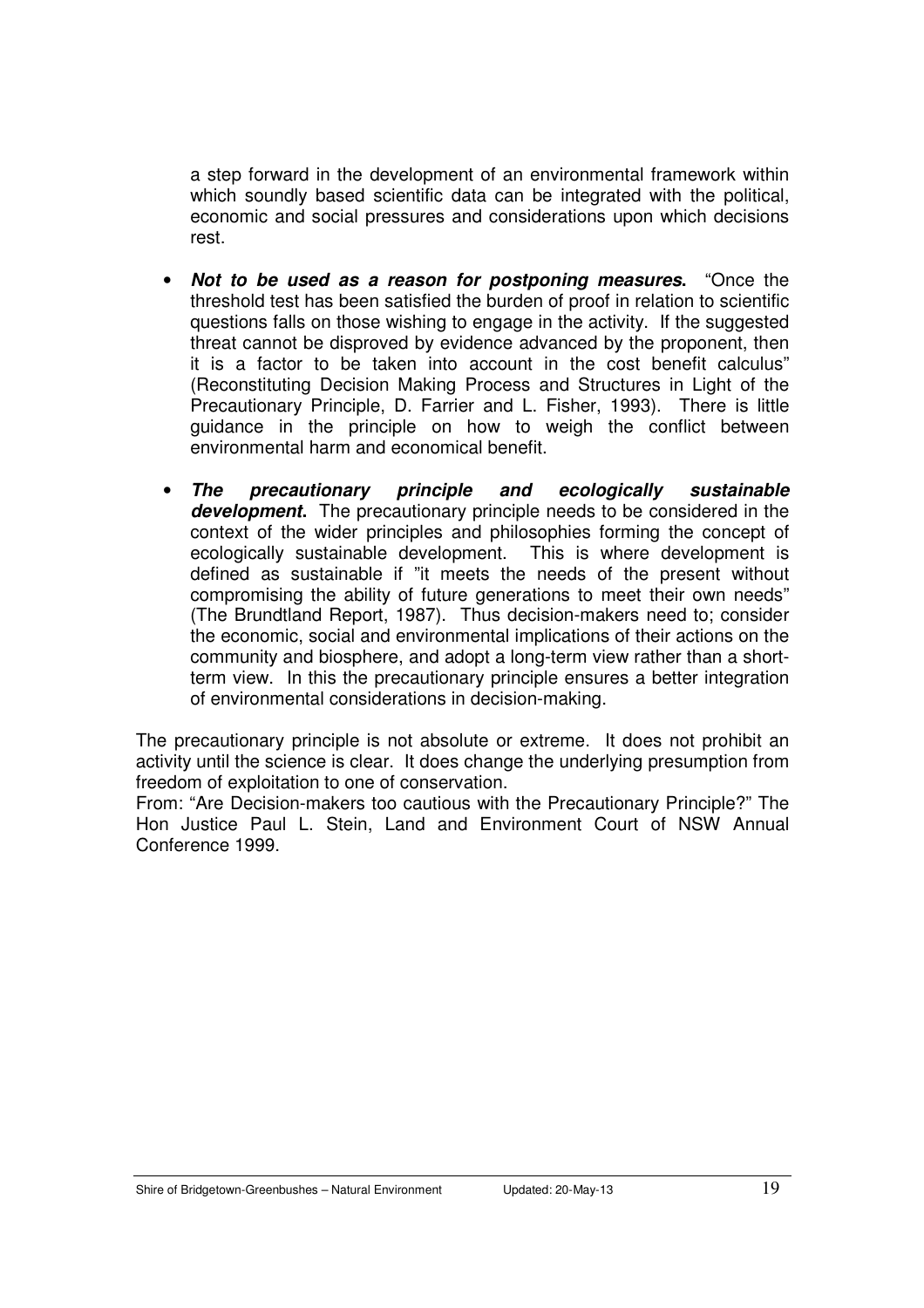a step forward in the development of an environmental framework within which soundly based scientific data can be integrated with the political, economic and social pressures and considerations upon which decisions rest.

- ***Not to be used as a reason for postponing measures.*** "Once the threshold test has been satisfied the burden of proof in relation to scientific questions falls on those wishing to engage in the activity. If the suggested threat cannot be disproved by evidence advanced by the proponent, then it is a factor to be taken into account in the cost benefit calculus" (Reconstituting Decision Making Process and Structures in Light of the Precautionary Principle, D. Farrier and L. Fisher, 1993). There is little guidance in the principle on how to weigh the conflict between environmental harm and economical benefit.
- ***The precautionary principle and ecologically sustainable development.*** The precautionary principle needs to be considered in the context of the wider principles and philosophies forming the concept of ecologically sustainable development. This is where development is defined as sustainable if "it meets the needs of the present without compromising the ability of future generations to meet their own needs" (The Brundtland Report, 1987). Thus decision-makers need to; consider the economic, social and environmental implications of their actions on the community and biosphere, and adopt a long-term view rather than a short-term view. In this the precautionary principle ensures a better integration of environmental considerations in decision-making.

The precautionary principle is not absolute or extreme. It does not prohibit an activity until the science is clear. It does change the underlying presumption from freedom of exploitation to one of conservation.
From: "Are Decision-makers too cautious with the Precautionary Principle?" The Hon Justice Paul L. Stein, Land and Environment Court of NSW Annual Conference 1999.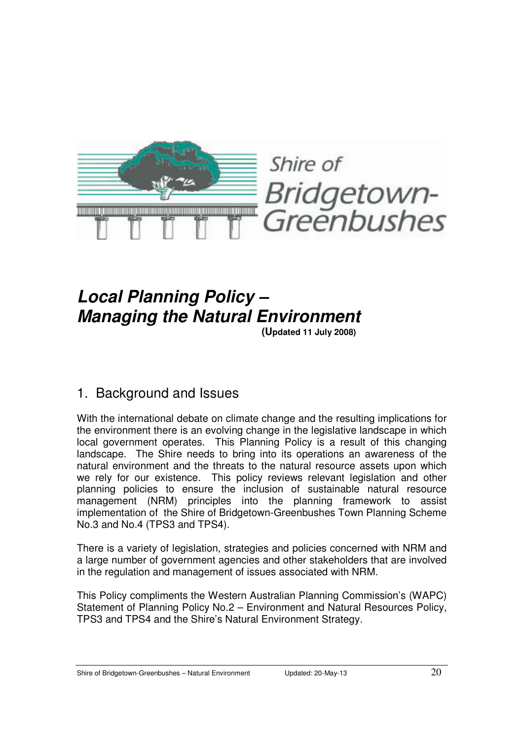Shire of Bridgetown-Greenbushes

# *Local Planning Policy – Managing the Natural Environment*

**(Updated 11 July 2008)**

## 1. Background and Issues

With the international debate on climate change and the resulting implications for the environment there is an evolving change in the legislative landscape in which local government operates. This Planning Policy is a result of this changing landscape. The Shire needs to bring into its operations an awareness of the natural environment and the threats to the natural resource assets upon which we rely for our existence. This policy reviews relevant legislation and other planning policies to ensure the inclusion of sustainable natural resource management (NRM) principles into the planning framework to assist implementation of the Shire of Bridgetown-Greenbushes Town Planning Scheme No.3 and No.4 (TPS3 and TPS4).

There is a variety of legislation, strategies and policies concerned with NRM and a large number of government agencies and other stakeholders that are involved in the regulation and management of issues associated with NRM.

This Policy compliments the Western Australian Planning Commission's (WAPC) Statement of Planning Policy No.2 – Environment and Natural Resources Policy, TPS3 and TPS4 and the Shire's Natural Environment Strategy.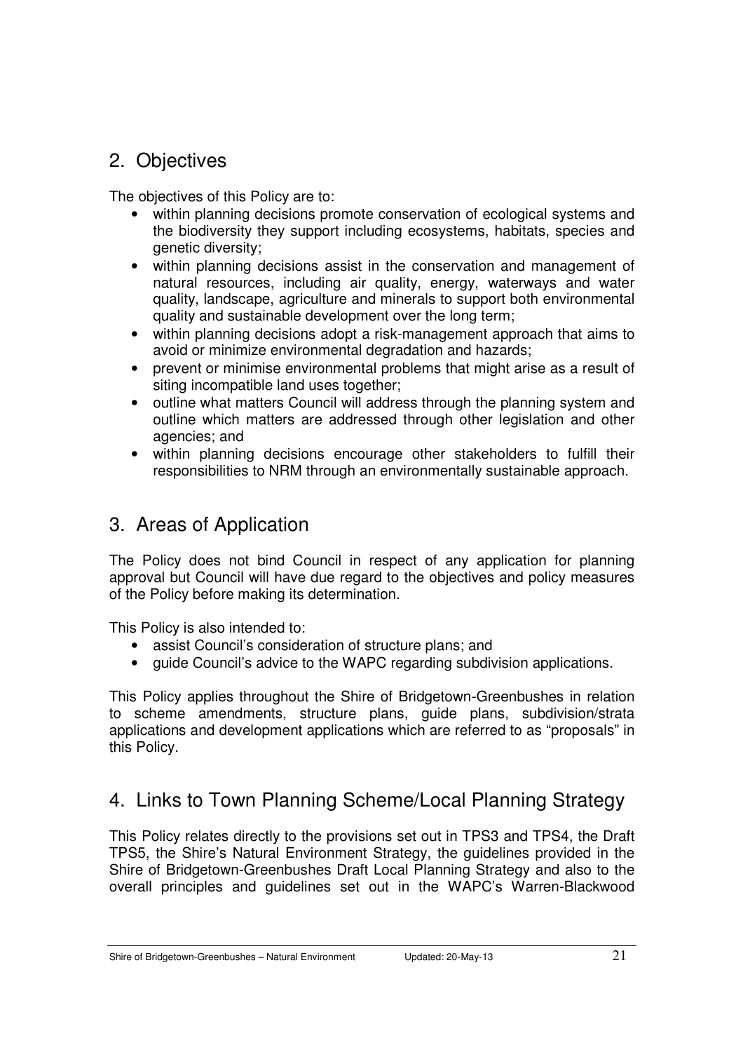## 2. Objectives

The objectives of this Policy are to:

- within planning decisions promote conservation of ecological systems and the biodiversity they support including ecosystems, habitats, species and genetic diversity;
- within planning decisions assist in the conservation and management of natural resources, including air quality, energy, waterways and water quality, landscape, agriculture and minerals to support both environmental quality and sustainable development over the long term;
- within planning decisions adopt a risk-management approach that aims to avoid or minimize environmental degradation and hazards;
- prevent or minimise environmental problems that might arise as a result of siting incompatible land uses together;
- outline what matters Council will address through the planning system and outline which matters are addressed through other legislation and other agencies; and
- within planning decisions encourage other stakeholders to fulfill their responsibilities to NRM through an environmentally sustainable approach.

## 3. Areas of Application

The Policy does not bind Council in respect of any application for planning approval but Council will have due regard to the objectives and policy measures of the Policy before making its determination.

This Policy is also intended to:

- assist Council's consideration of structure plans; and
- guide Council's advice to the WAPC regarding subdivision applications.

This Policy applies throughout the Shire of Bridgetown-Greenbushes in relation to scheme amendments, structure plans, guide plans, subdivision/strata applications and development applications which are referred to as "proposals" in this Policy.

## 4. Links to Town Planning Scheme/Local Planning Strategy

This Policy relates directly to the provisions set out in TPS3 and TPS4, the Draft TPS5, the Shire's Natural Environment Strategy, the guidelines provided in the Shire of Bridgetown-Greenbushes Draft Local Planning Strategy and also to the overall principles and guidelines set out in the WAPC's Warren-Blackwood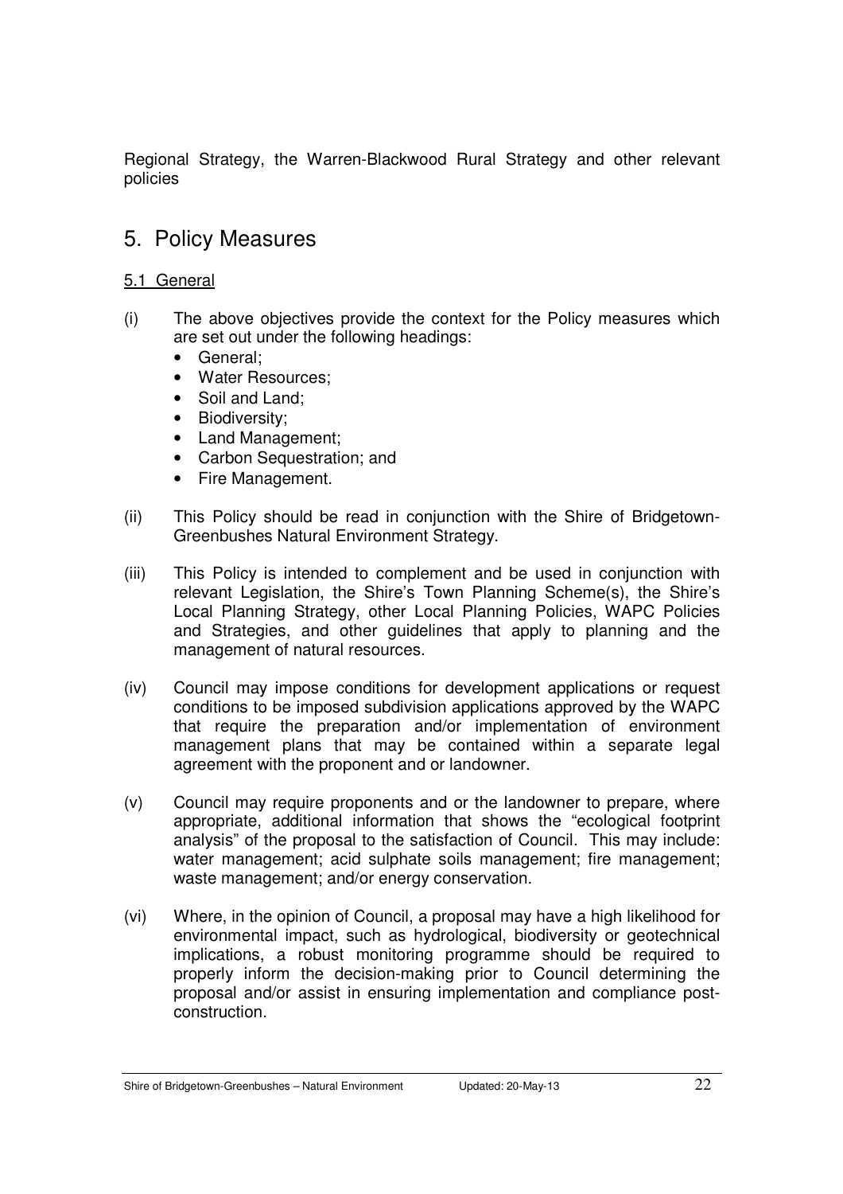Regional Strategy, the Warren-Blackwood Rural Strategy and other relevant policies

# 5. Policy Measures

## 5.1 General

(i) The above objectives provide the context for the Policy measures which are set out under the following headings:

- General;
- Water Resources;
- Soil and Land;
- Biodiversity;
- Land Management;
- Carbon Sequestration; and
- Fire Management.

(ii) This Policy should be read in conjunction with the Shire of Bridgetown-Greenbushes Natural Environment Strategy.

(iii) This Policy is intended to complement and be used in conjunction with relevant Legislation, the Shire's Town Planning Scheme(s), the Shire's Local Planning Strategy, other Local Planning Policies, WAPC Policies and Strategies, and other guidelines that apply to planning and the management of natural resources.

(iv) Council may impose conditions for development applications or request conditions to be imposed subdivision applications approved by the WAPC that require the preparation and/or implementation of environment management plans that may be contained within a separate legal agreement with the proponent and or landowner.

(v) Council may require proponents and or the landowner to prepare, where appropriate, additional information that shows the "ecological footprint analysis" of the proposal to the satisfaction of Council. This may include: water management; acid sulphate soils management; fire management; waste management; and/or energy conservation.

(vi) Where, in the opinion of Council, a proposal may have a high likelihood for environmental impact, such as hydrological, biodiversity or geotechnical implications, a robust monitoring programme should be required to properly inform the decision-making prior to Council determining the proposal and/or assist in ensuring implementation and compliance post-construction.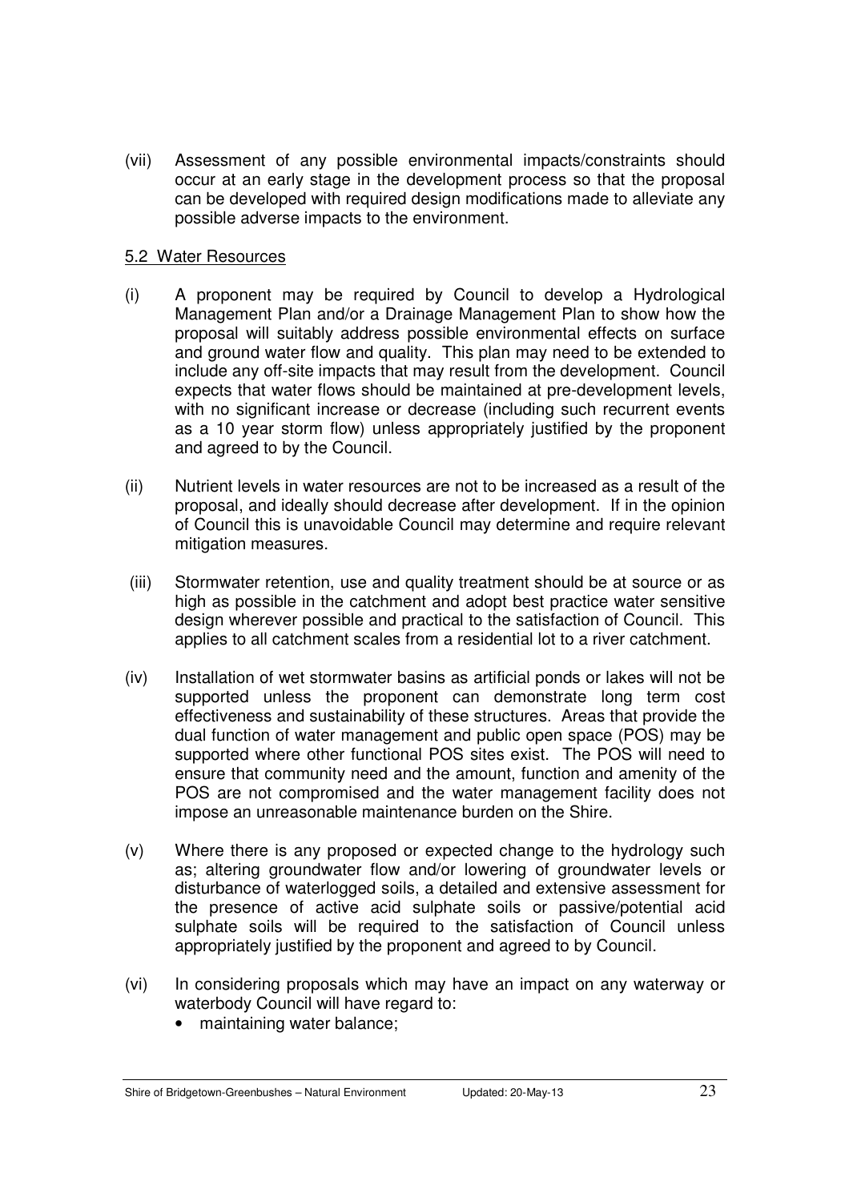(vii) Assessment of any possible environmental impacts/constraints should occur at an early stage in the development process so that the proposal can be developed with required design modifications made to alleviate any possible adverse impacts to the environment.

## 5.2 Water Resources

(i) A proponent may be required by Council to develop a Hydrological Management Plan and/or a Drainage Management Plan to show how the proposal will suitably address possible environmental effects on surface and ground water flow and quality. This plan may need to be extended to include any off-site impacts that may result from the development. Council expects that water flows should be maintained at pre-development levels, with no significant increase or decrease (including such recurrent events as a 10 year storm flow) unless appropriately justified by the proponent and agreed to by the Council.

(ii) Nutrient levels in water resources are not to be increased as a result of the proposal, and ideally should decrease after development. If in the opinion of Council this is unavoidable Council may determine and require relevant mitigation measures.

(iii) Stormwater retention, use and quality treatment should be at source or as high as possible in the catchment and adopt best practice water sensitive design wherever possible and practical to the satisfaction of Council. This applies to all catchment scales from a residential lot to a river catchment.

(iv) Installation of wet stormwater basins as artificial ponds or lakes will not be supported unless the proponent can demonstrate long term cost effectiveness and sustainability of these structures. Areas that provide the dual function of water management and public open space (POS) may be supported where other functional POS sites exist. The POS will need to ensure that community need and the amount, function and amenity of the POS are not compromised and the water management facility does not impose an unreasonable maintenance burden on the Shire.

(v) Where there is any proposed or expected change to the hydrology such as; altering groundwater flow and/or lowering of groundwater levels or disturbance of waterlogged soils, a detailed and extensive assessment for the presence of active acid sulphate soils or passive/potential acid sulphate soils will be required to the satisfaction of Council unless appropriately justified by the proponent and agreed to by Council.

(vi) In considering proposals which may have an impact on any waterway or waterbody Council will have regard to:

- maintaining water balance;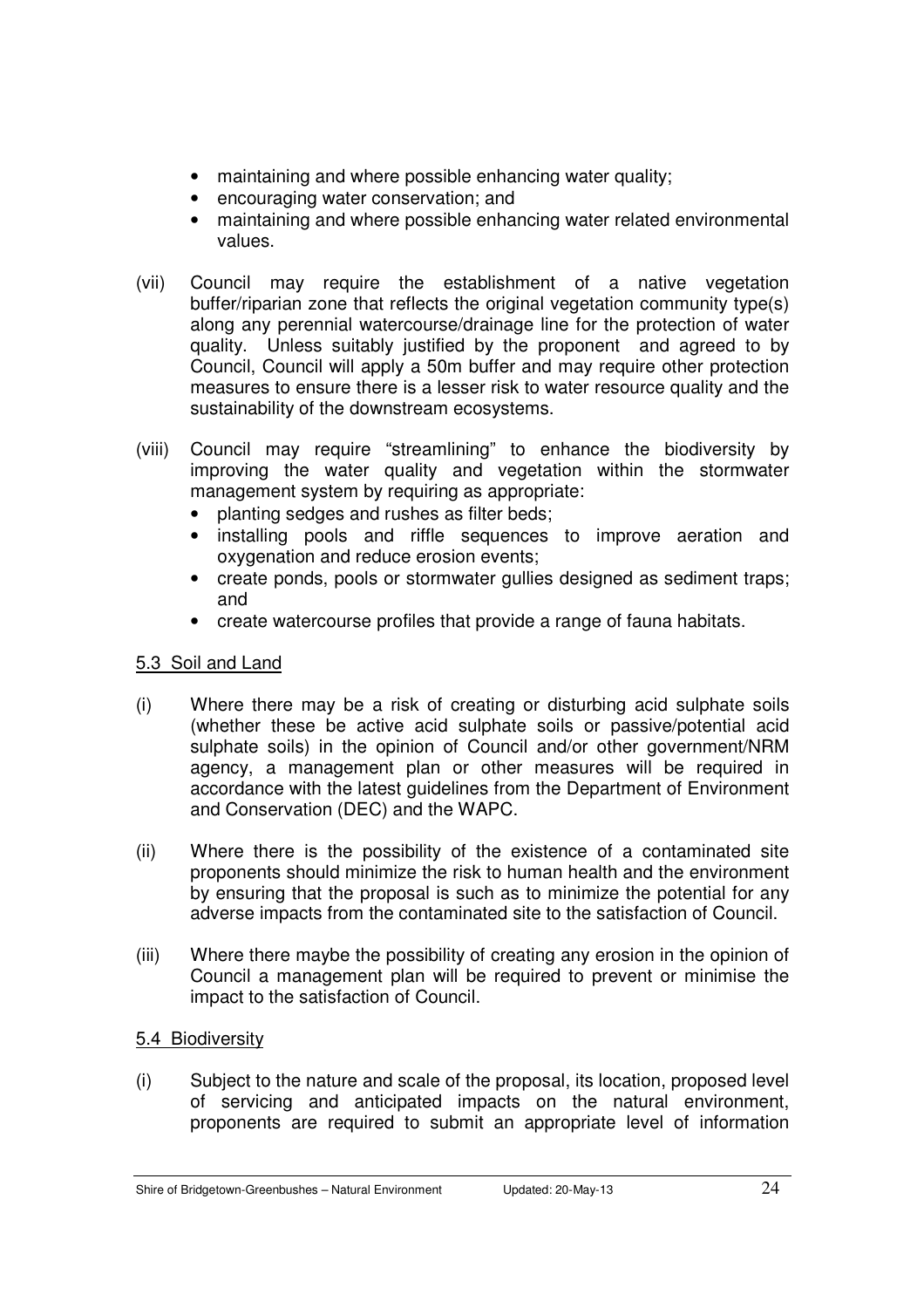- maintaining and where possible enhancing water quality;
- encouraging water conservation; and
- maintaining and where possible enhancing water related environmental values.

(vii) Council may require the establishment of a native vegetation buffer/riparian zone that reflects the original vegetation community type(s) along any perennial watercourse/drainage line for the protection of water quality. Unless suitably justified by the proponent and agreed to by Council, Council will apply a 50m buffer and may require other protection measures to ensure there is a lesser risk to water resource quality and the sustainability of the downstream ecosystems.

(viii) Council may require "streamlining" to enhance the biodiversity by improving the water quality and vegetation within the stormwater management system by requiring as appropriate:

- planting sedges and rushes as filter beds;
- installing pools and riffle sequences to improve aeration and oxygenation and reduce erosion events;
- create ponds, pools or stormwater gullies designed as sediment traps; and
- create watercourse profiles that provide a range of fauna habitats.

## 5.3 Soil and Land

(i) Where there may be a risk of creating or disturbing acid sulphate soils (whether these be active acid sulphate soils or passive/potential acid sulphate soils) in the opinion of Council and/or other government/NRM agency, a management plan or other measures will be required in accordance with the latest guidelines from the Department of Environment and Conservation (DEC) and the WAPC.

(ii) Where there is the possibility of the existence of a contaminated site proponents should minimize the risk to human health and the environment by ensuring that the proposal is such as to minimize the potential for any adverse impacts from the contaminated site to the satisfaction of Council.

(iii) Where there maybe the possibility of creating any erosion in the opinion of Council a management plan will be required to prevent or minimise the impact to the satisfaction of Council.

## 5.4 Biodiversity

(i) Subject to the nature and scale of the proposal, its location, proposed level of servicing and anticipated impacts on the natural environment, proponents are required to submit an appropriate level of information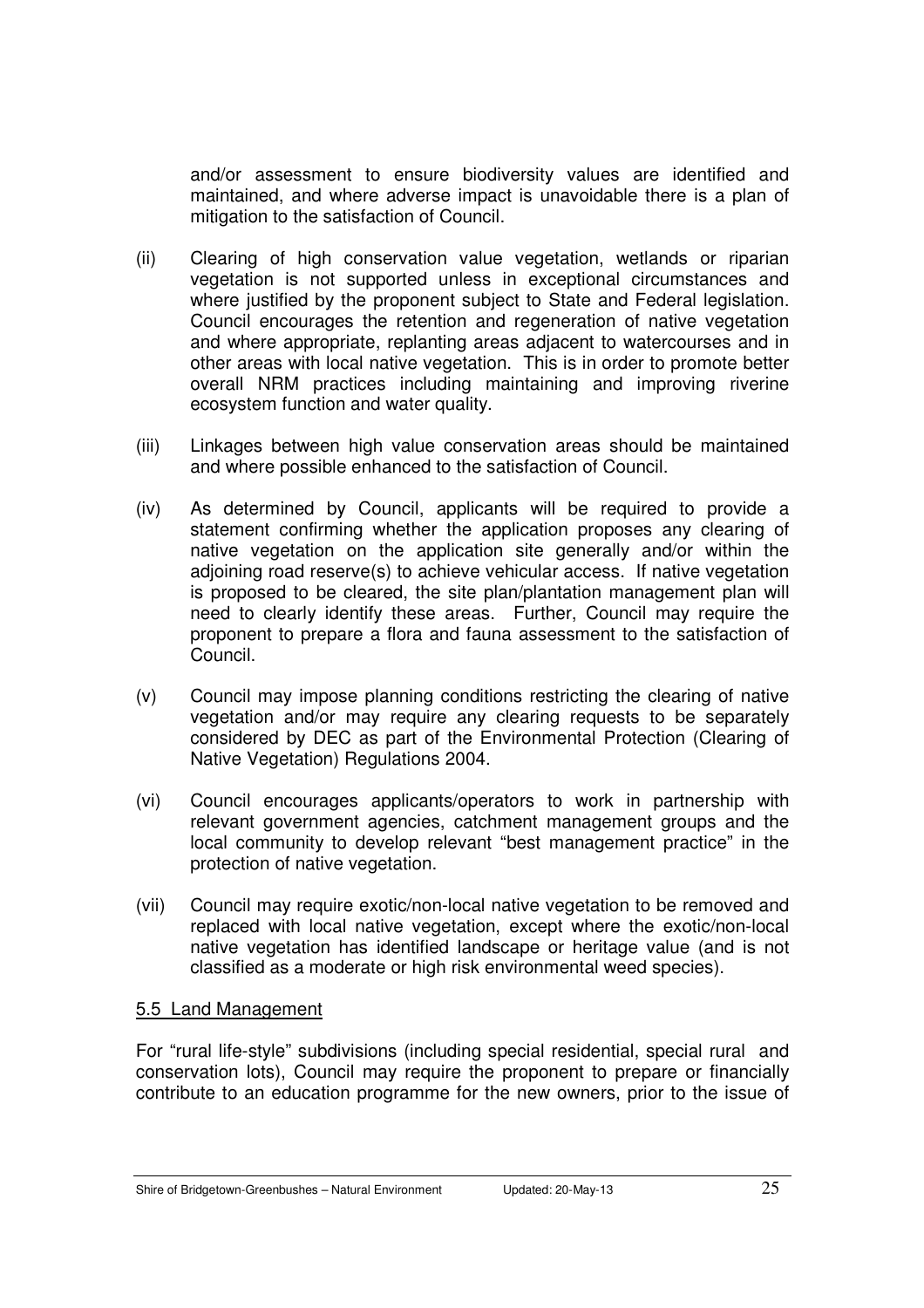and/or assessment to ensure biodiversity values are identified and maintained, and where adverse impact is unavoidable there is a plan of mitigation to the satisfaction of Council.

(ii) Clearing of high conservation value vegetation, wetlands or riparian vegetation is not supported unless in exceptional circumstances and where justified by the proponent subject to State and Federal legislation. Council encourages the retention and regeneration of native vegetation and where appropriate, replanting areas adjacent to watercourses and in other areas with local native vegetation. This is in order to promote better overall NRM practices including maintaining and improving riverine ecosystem function and water quality.

(iii) Linkages between high value conservation areas should be maintained and where possible enhanced to the satisfaction of Council.

(iv) As determined by Council, applicants will be required to provide a statement confirming whether the application proposes any clearing of native vegetation on the application site generally and/or within the adjoining road reserve(s) to achieve vehicular access. If native vegetation is proposed to be cleared, the site plan/plantation management plan will need to clearly identify these areas. Further, Council may require the proponent to prepare a flora and fauna assessment to the satisfaction of Council.

(v) Council may impose planning conditions restricting the clearing of native vegetation and/or may require any clearing requests to be separately considered by DEC as part of the Environmental Protection (Clearing of Native Vegetation) Regulations 2004.

(vi) Council encourages applicants/operators to work in partnership with relevant government agencies, catchment management groups and the local community to develop relevant "best management practice" in the protection of native vegetation.

(vii) Council may require exotic/non-local native vegetation to be removed and replaced with local native vegetation, except where the exotic/non-local native vegetation has identified landscape or heritage value (and is not classified as a moderate or high risk environmental weed species).

## 5.5 Land Management

For "rural life-style" subdivisions (including special residential, special rural and conservation lots), Council may require the proponent to prepare or financially contribute to an education programme for the new owners, prior to the issue of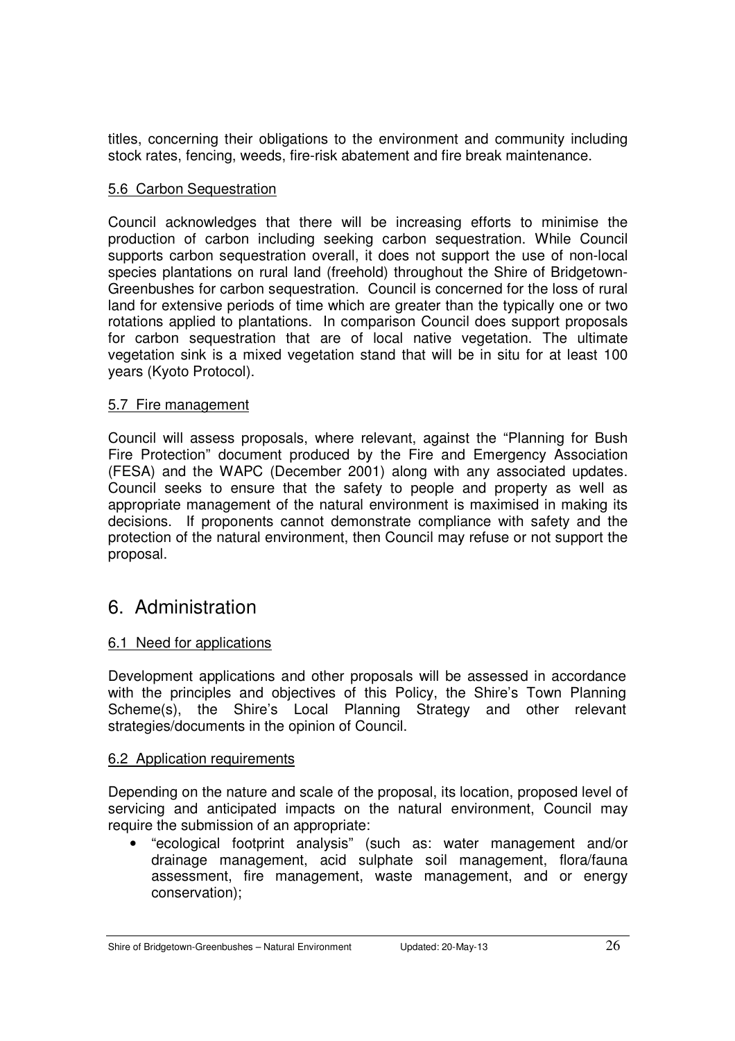titles, concerning their obligations to the environment and community including stock rates, fencing, weeds, fire-risk abatement and fire break maintenance.

### 5.6 Carbon Sequestration

Council acknowledges that there will be increasing efforts to minimise the production of carbon including seeking carbon sequestration. While Council supports carbon sequestration overall, it does not support the use of non-local species plantations on rural land (freehold) throughout the Shire of Bridgetown-Greenbushes for carbon sequestration. Council is concerned for the loss of rural land for extensive periods of time which are greater than the typically one or two rotations applied to plantations. In comparison Council does support proposals for carbon sequestration that are of local native vegetation. The ultimate vegetation sink is a mixed vegetation stand that will be in situ for at least 100 years (Kyoto Protocol).

### 5.7 Fire management

Council will assess proposals, where relevant, against the "Planning for Bush Fire Protection" document produced by the Fire and Emergency Association (FESA) and the WAPC (December 2001) along with any associated updates. Council seeks to ensure that the safety to people and property as well as appropriate management of the natural environment is maximised in making its decisions. If proponents cannot demonstrate compliance with safety and the protection of the natural environment, then Council may refuse or not support the proposal.

## 6. Administration

### 6.1 Need for applications

Development applications and other proposals will be assessed in accordance with the principles and objectives of this Policy, the Shire's Town Planning Scheme(s), the Shire's Local Planning Strategy and other relevant strategies/documents in the opinion of Council.

### 6.2 Application requirements

Depending on the nature and scale of the proposal, its location, proposed level of servicing and anticipated impacts on the natural environment, Council may require the submission of an appropriate:

- "ecological footprint analysis" (such as: water management and/or drainage management, acid sulphate soil management, flora/fauna assessment, fire management, waste management, and or energy conservation);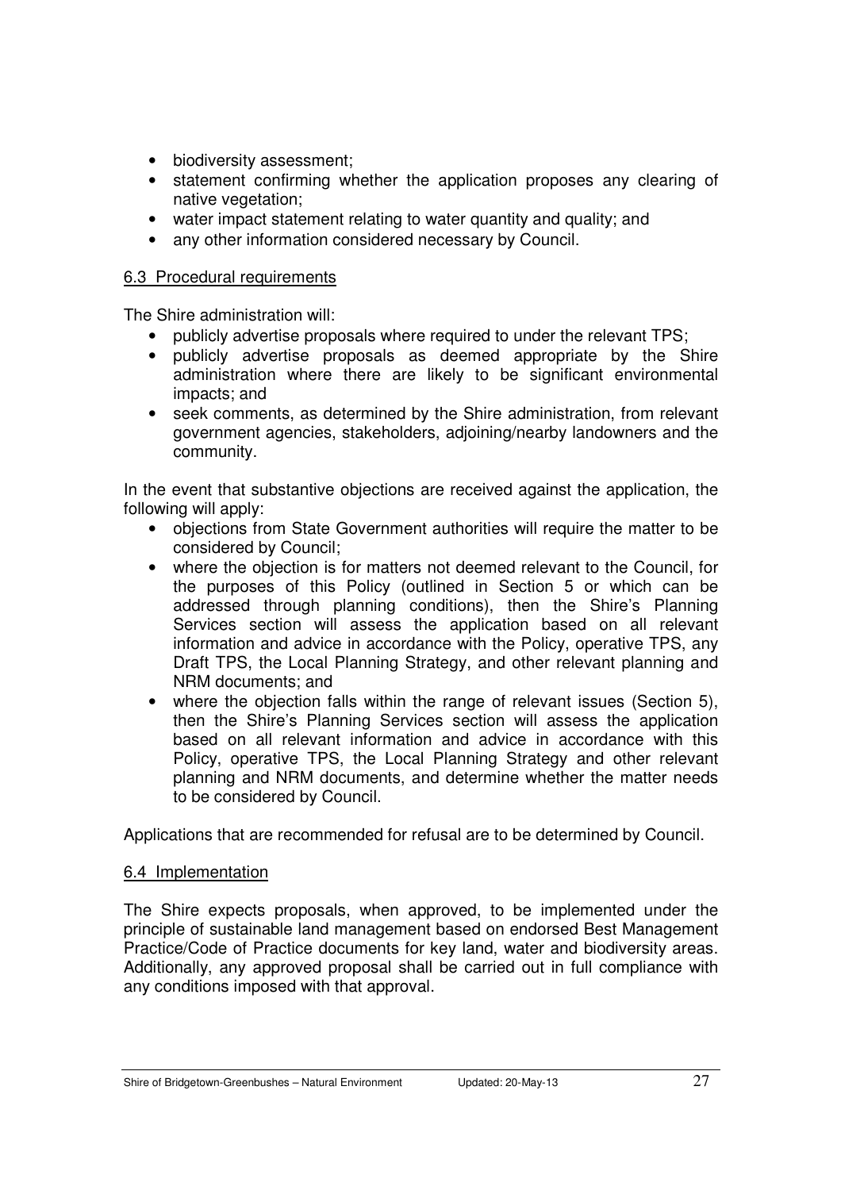- biodiversity assessment;
- statement confirming whether the application proposes any clearing of native vegetation;
- water impact statement relating to water quantity and quality; and
- any other information considered necessary by Council.

### 6.3 Procedural requirements

The Shire administration will:

- publicly advertise proposals where required to under the relevant TPS;
- publicly advertise proposals as deemed appropriate by the Shire administration where there are likely to be significant environmental impacts; and
- seek comments, as determined by the Shire administration, from relevant government agencies, stakeholders, adjoining/nearby landowners and the community.

In the event that substantive objections are received against the application, the following will apply:

- objections from State Government authorities will require the matter to be considered by Council;
- where the objection is for matters not deemed relevant to the Council, for the purposes of this Policy (outlined in Section 5 or which can be addressed through planning conditions), then the Shire's Planning Services section will assess the application based on all relevant information and advice in accordance with the Policy, operative TPS, any Draft TPS, the Local Planning Strategy, and other relevant planning and NRM documents; and
- where the objection falls within the range of relevant issues (Section 5), then the Shire's Planning Services section will assess the application based on all relevant information and advice in accordance with this Policy, operative TPS, the Local Planning Strategy and other relevant planning and NRM documents, and determine whether the matter needs to be considered by Council.

Applications that are recommended for refusal are to be determined by Council.

### 6.4 Implementation

The Shire expects proposals, when approved, to be implemented under the principle of sustainable land management based on endorsed Best Management Practice/Code of Practice documents for key land, water and biodiversity areas. Additionally, any approved proposal shall be carried out in full compliance with any conditions imposed with that approval.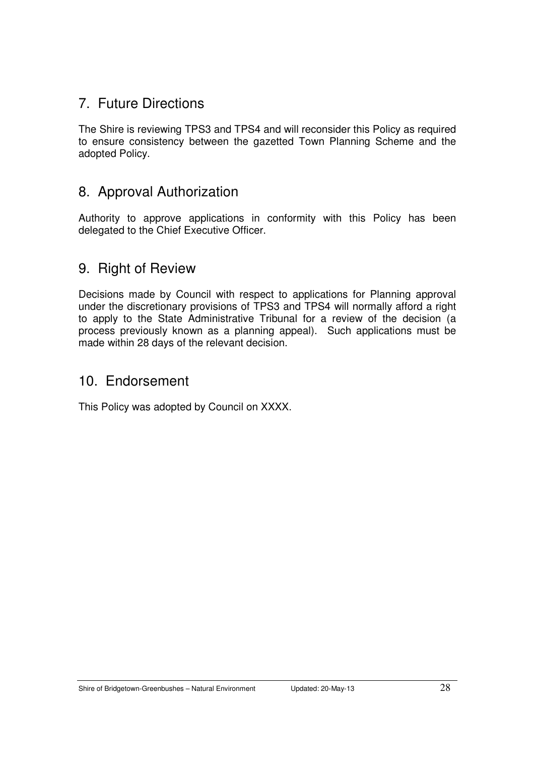## 7. Future Directions

The Shire is reviewing TPS3 and TPS4 and will reconsider this Policy as required to ensure consistency between the gazetted Town Planning Scheme and the adopted Policy.

## 8. Approval Authorization

Authority to approve applications in conformity with this Policy has been delegated to the Chief Executive Officer.

## 9. Right of Review

Decisions made by Council with respect to applications for Planning approval under the discretionary provisions of TPS3 and TPS4 will normally afford a right to apply to the State Administrative Tribunal for a review of the decision (a process previously known as a planning appeal). Such applications must be made within 28 days of the relevant decision.

## 10. Endorsement

This Policy was adopted by Council on XXXX.